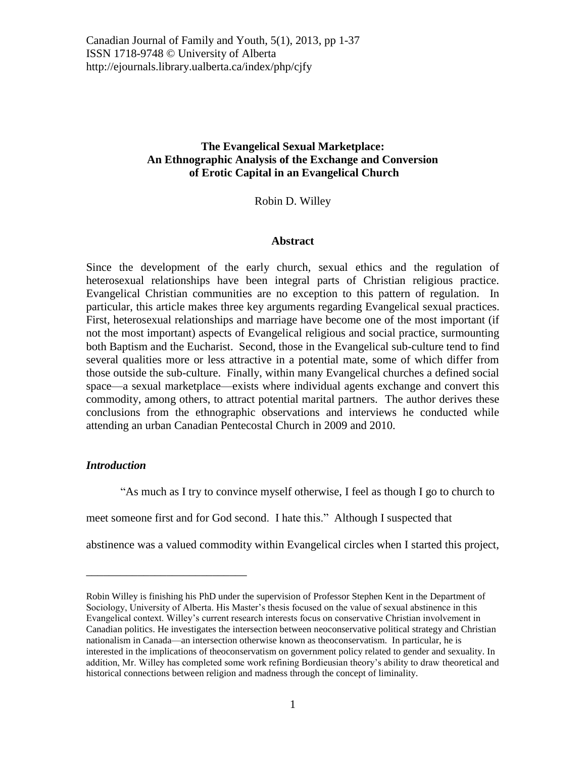# The Evangelical Sexual Marketplace: An Ethnographic Analysis of the Exchange and Conversion of Erotic Capital in an Evangelical Church

Robin D. Willey

## Abstract

Since the development of the early church, sexual ethics and the regulation of heterosexual relationships have been integral parts of Christian religious practice. Evangelical Christian communities are no exception to this pattern of regulation. In particular, this article makes three key arguments regarding Evangelical sexual practices. First, heterosexual relationships and marriage have become one of the most important (if not the most important) aspects of Evangelical religious and social practice, surmounting both Baptism and the Eucharist. Second, those in the Evangelical sub-culture tend to find several qualities more or less attractive in a potential mate, some of which differ from those outside the sub-culture. Finally, within many Evangelical churches a defined social space—a sexual marketplace—exists where individual agents exchange and convert this commodity, among others, to attract potential marital partners. The author derives these conclusions from the ethnographic observations and interviews he conducted while attending an urban Canadian Pentecostal Church in 2009 and 2010.

## *Introduction*

"As much as I try to convince myself otherwise, I feel as though I go to church to meet someone first and for God second. I hate this." Although I suspected that abstinence was a valued commodity within Evangelical circles when I started this project,

---

Robin Willey is finishing his PhD under the supervision of Professor Stephen Kent in the Department of Sociology, University of Alberta. His Master's thesis focused on the value of sexual abstinence in this Evangelical context. Willey's current research interests focus on conservative Christian involvement in Canadian politics. He investigates the intersection between neoconservative political strategy and Christian nationalism in Canada—an intersection otherwise known as theoconservatism. In particular, he is interested in the implications of theoconservatism on government policy related to gender and sexuality. In addition, Mr. Willey has completed some work refining Bordieusian theory's ability to draw theoretical and historical connections between religion and madness through the concept of liminality.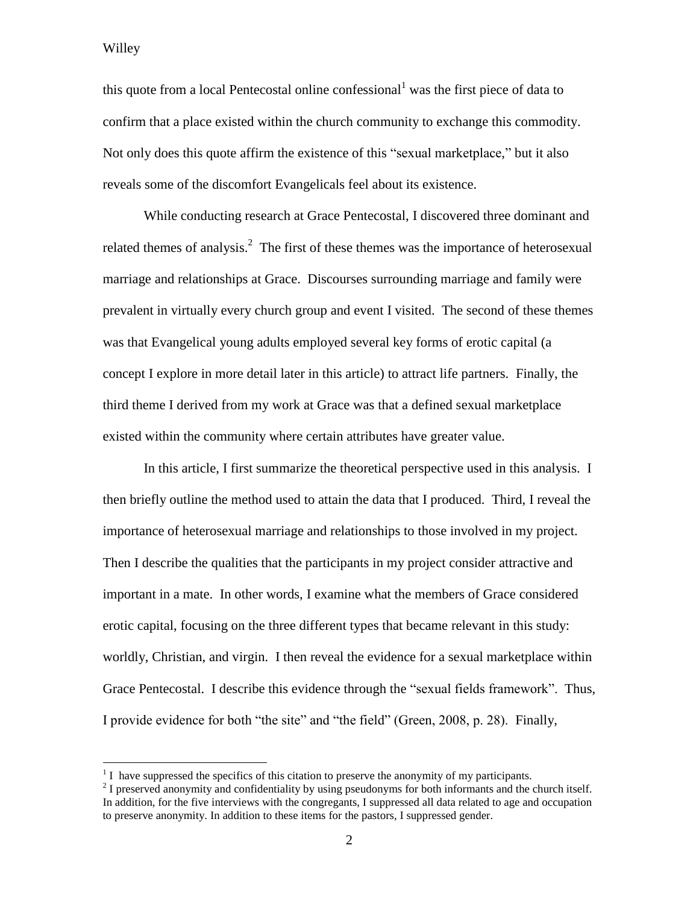this quote from a local Pentecostal online confessional[1] was the first piece of data to confirm that a place existed within the church community to exchange this commodity. Not only does this quote affirm the existence of this "sexual marketplace," but it also reveals some of the discomfort Evangelicals feel about its existence.

While conducting research at Grace Pentecostal, I discovered three dominant and related themes of analysis.[2] The first of these themes was the importance of heterosexual marriage and relationships at Grace. Discourses surrounding marriage and family were prevalent in virtually every church group and event I visited. The second of these themes was that Evangelical young adults employed several key forms of erotic capital (a concept I explore in more detail later in this article) to attract life partners. Finally, the third theme I derived from my work at Grace was that a defined sexual marketplace existed within the community where certain attributes have greater value.

In this article, I first summarize the theoretical perspective used in this analysis. I then briefly outline the method used to attain the data that I produced. Third, I reveal the importance of heterosexual marriage and relationships to those involved in my project. Then I describe the qualities that the participants in my project consider attractive and important in a mate. In other words, I examine what the members of Grace considered erotic capital, focusing on the three different types that became relevant in this study: worldly, Christian, and virgin. I then reveal the evidence for a sexual marketplace within Grace Pentecostal. I describe this evidence through the "sexual fields framework". Thus, I provide evidence for both "the site" and "the field" (Green, 2008, p. 28). Finally,

---

[1] I have suppressed the specifics of this citation to preserve the anonymity of my participants.

[2] I preserved anonymity and confidentiality by using pseudonyms for both informants and the church itself. In addition, for the five interviews with the congregants, I suppressed all data related to age and occupation to preserve anonymity. In addition to these items for the pastors, I suppressed gender.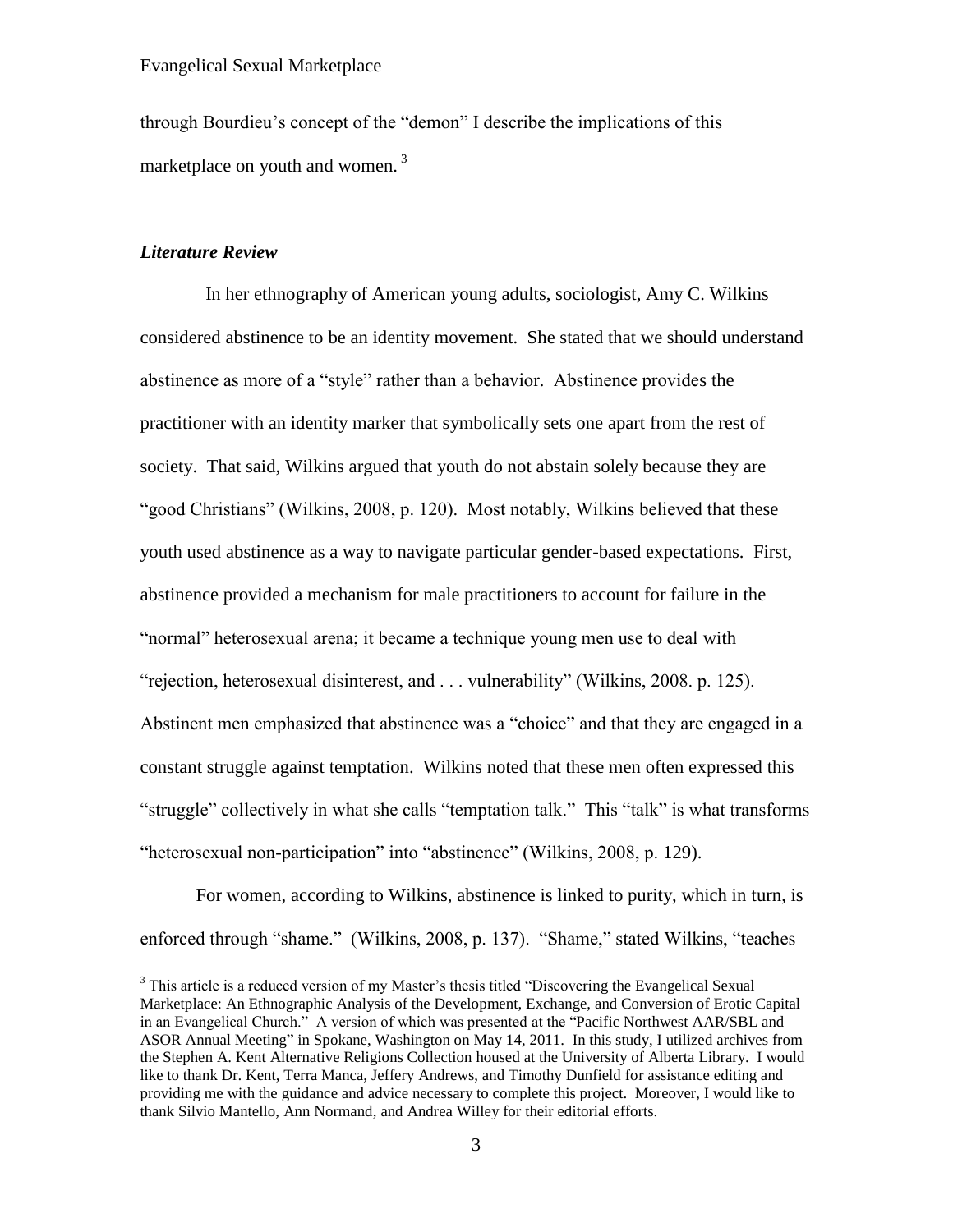through Bourdieu's concept of the "demon" I describe the implications of this marketplace on youth and women.[3]

### *Literature Review*

In her ethnography of American young adults, sociologist, Amy C. Wilkins considered abstinence to be an identity movement. She stated that we should understand abstinence as more of a "style" rather than a behavior. Abstinence provides the practitioner with an identity marker that symbolically sets one apart from the rest of society. That said, Wilkins argued that youth do not abstain solely because they are "good Christians" (Wilkins, 2008, p. 120). Most notably, Wilkins believed that these youth used abstinence as a way to navigate particular gender-based expectations. First, abstinence provided a mechanism for male practitioners to account for failure in the "normal" heterosexual arena; it became a technique young men use to deal with "rejection, heterosexual disinterest, and . . . vulnerability" (Wilkins, 2008. p. 125). Abstinent men emphasized that abstinence was a "choice" and that they are engaged in a constant struggle against temptation. Wilkins noted that these men often expressed this "struggle" collectively in what she calls "temptation talk." This "talk" is what transforms "heterosexual non-participation" into "abstinence" (Wilkins, 2008, p. 129).

For women, according to Wilkins, abstinence is linked to purity, which in turn, is enforced through "shame." (Wilkins, 2008, p. 137). "Shame," stated Wilkins, "teaches

[3] This article is a reduced version of my Master's thesis titled "Discovering the Evangelical Sexual Marketplace: An Ethnographic Analysis of the Development, Exchange, and Conversion of Erotic Capital in an Evangelical Church." A version of which was presented at the "Pacific Northwest AAR/SBL and ASOR Annual Meeting" in Spokane, Washington on May 14, 2011. In this study, I utilized archives from the Stephen A. Kent Alternative Religions Collection housed at the University of Alberta Library. I would like to thank Dr. Kent, Terra Manca, Jeffery Andrews, and Timothy Dunfield for assistance editing and providing me with the guidance and advice necessary to complete this project. Moreover, I would like to thank Silvio Mantello, Ann Normand, and Andrea Willey for their editorial efforts.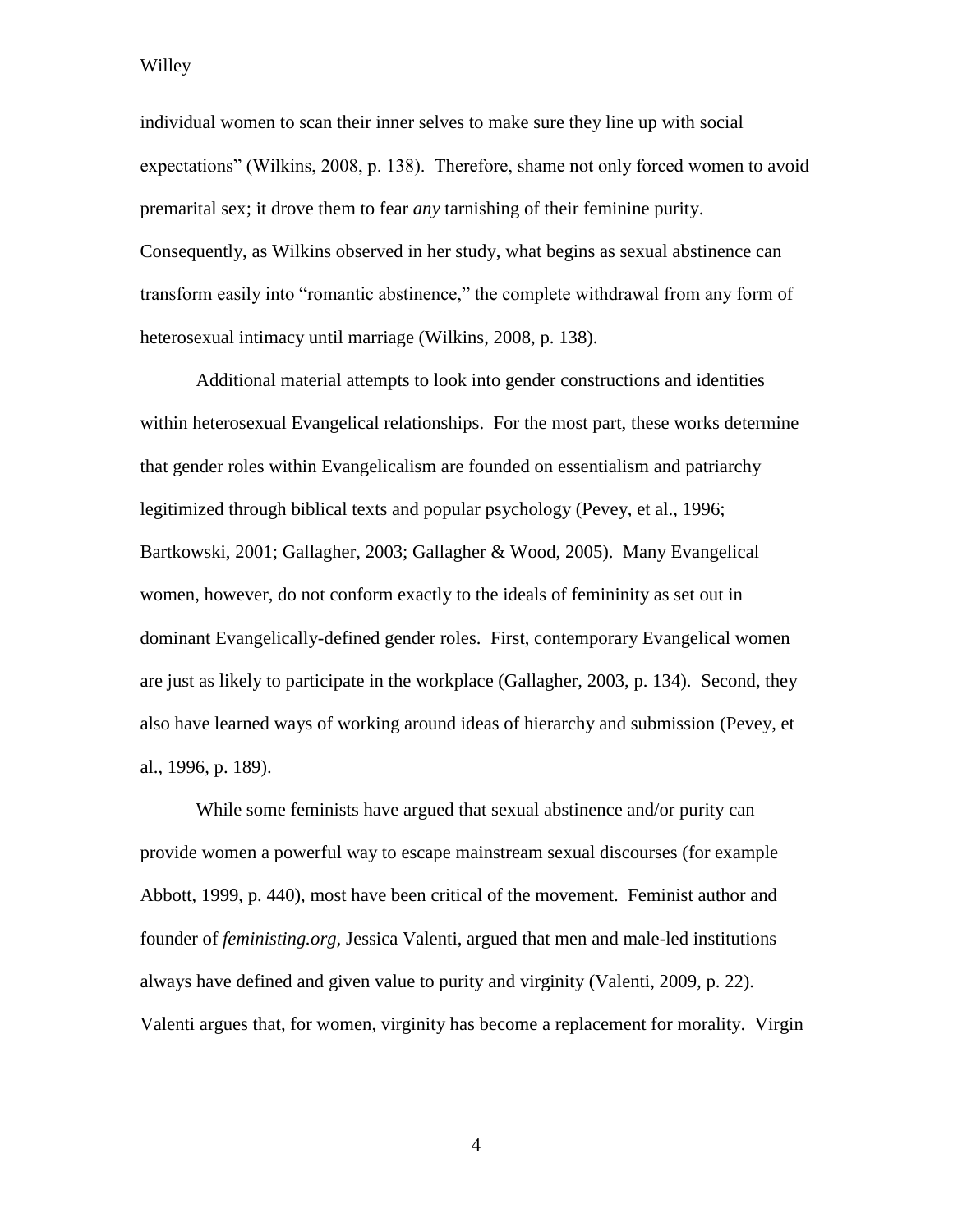individual women to scan their inner selves to make sure they line up with social expectations" (Wilkins, 2008, p. 138). Therefore, shame not only forced women to avoid premarital sex; it drove them to fear *any* tarnishing of their feminine purity. Consequently, as Wilkins observed in her study, what begins as sexual abstinence can transform easily into "romantic abstinence," the complete withdrawal from any form of heterosexual intimacy until marriage (Wilkins, 2008, p. 138).

Additional material attempts to look into gender constructions and identities within heterosexual Evangelical relationships. For the most part, these works determine that gender roles within Evangelicalism are founded on essentialism and patriarchy legitimized through biblical texts and popular psychology (Pevey, et al., 1996; Bartkowski, 2001; Gallagher, 2003; Gallagher & Wood, 2005). Many Evangelical women, however, do not conform exactly to the ideals of femininity as set out in dominant Evangelically-defined gender roles. First, contemporary Evangelical women are just as likely to participate in the workplace (Gallagher, 2003, p. 134). Second, they also have learned ways of working around ideas of hierarchy and submission (Pevey, et al., 1996, p. 189).

While some feminists have argued that sexual abstinence and/or purity can provide women a powerful way to escape mainstream sexual discourses (for example Abbott, 1999, p. 440), most have been critical of the movement. Feminist author and founder of *feministing.org*, Jessica Valenti, argued that men and male-led institutions always have defined and given value to purity and virginity (Valenti, 2009, p. 22). Valenti argues that, for women, virginity has become a replacement for morality. Virgin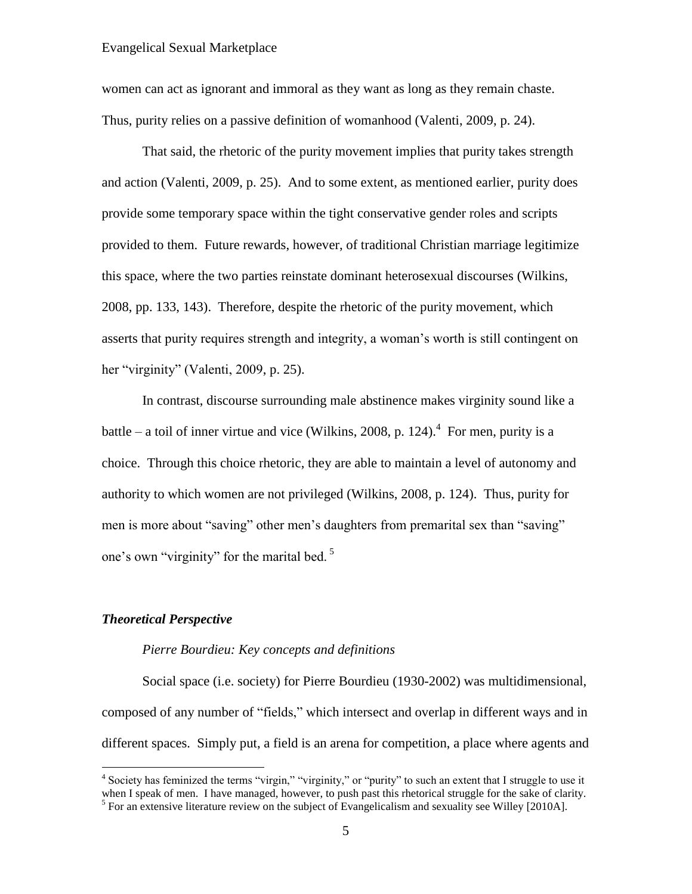women can act as ignorant and immoral as they want as long as they remain chaste. Thus, purity relies on a passive definition of womanhood (Valenti, 2009, p. 24).

That said, the rhetoric of the purity movement implies that purity takes strength and action (Valenti, 2009, p. 25). And to some extent, as mentioned earlier, purity does provide some temporary space within the tight conservative gender roles and scripts provided to them. Future rewards, however, of traditional Christian marriage legitimize this space, where the two parties reinstate dominant heterosexual discourses (Wilkins, 2008, pp. 133, 143). Therefore, despite the rhetoric of the purity movement, which asserts that purity requires strength and integrity, a woman's worth is still contingent on her "virginity" (Valenti, 2009, p. 25).

In contrast, discourse surrounding male abstinence makes virginity sound like a battle – a toil of inner virtue and vice (Wilkins, 2008, p. 124).[4] For men, purity is a choice. Through this choice rhetoric, they are able to maintain a level of autonomy and authority to which women are not privileged (Wilkins, 2008, p. 124). Thus, purity for men is more about "saving" other men's daughters from premarital sex than "saving" one's own "virginity" for the marital bed.[5]

### *Theoretical Perspective*

#### *Pierre Bourdieu: Key concepts and definitions*

Social space (i.e. society) for Pierre Bourdieu (1930-2002) was multidimensional, composed of any number of "fields," which intersect and overlap in different ways and in different spaces. Simply put, a field is an arena for competition, a place where agents and

---

[4] Society has feminized the terms "virgin," "virginity," or "purity" to such an extent that I struggle to use it when I speak of men. I have managed, however, to push past this rhetorical struggle for the sake of clarity.

[5] For an extensive literature review on the subject of Evangelicalism and sexuality see Willey [2010A].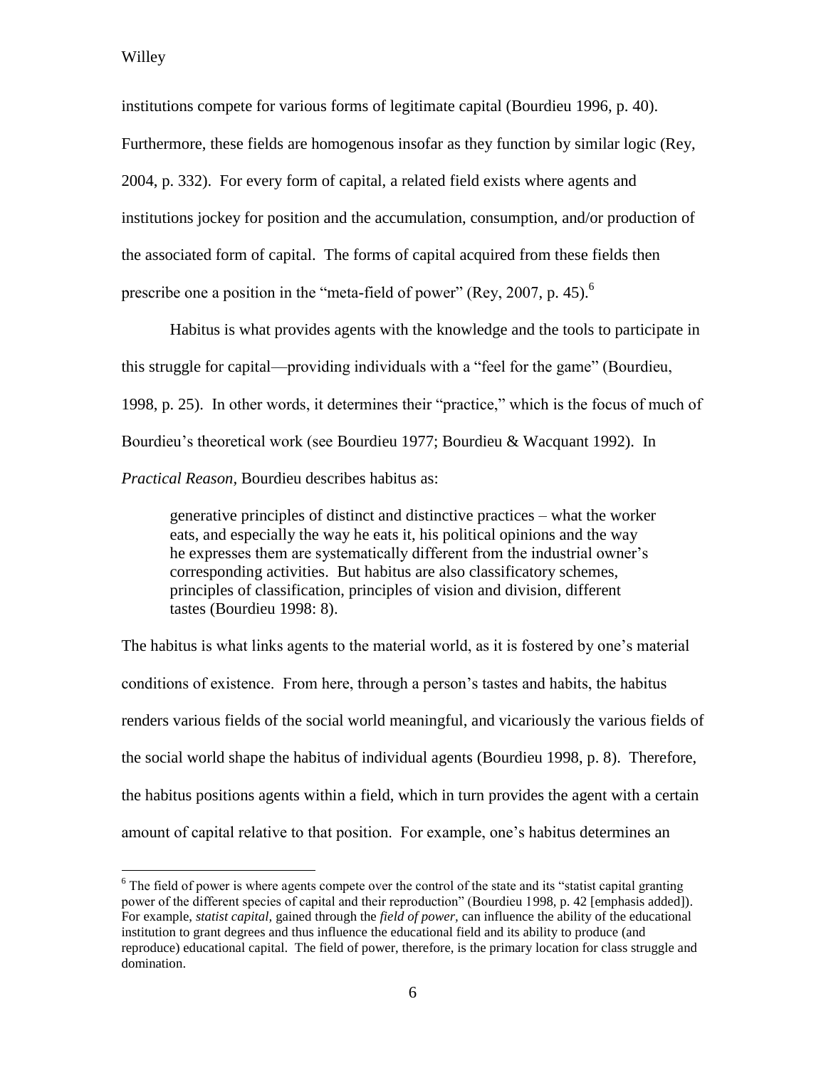institutions compete for various forms of legitimate capital (Bourdieu 1996, p. 40). Furthermore, these fields are homogenous insofar as they function by similar logic (Rey, 2004, p. 332). For every form of capital, a related field exists where agents and institutions jockey for position and the accumulation, consumption, and/or production of the associated form of capital. The forms of capital acquired from these fields then prescribe one a position in the "meta-field of power" (Rey, 2007, p. 45).[6]

Habitus is what provides agents with the knowledge and the tools to participate in this struggle for capital—providing individuals with a "feel for the game" (Bourdieu, 1998, p. 25). In other words, it determines their "practice," which is the focus of much of Bourdieu's theoretical work (see Bourdieu 1977; Bourdieu & Wacquant 1992). In *Practical Reason*, Bourdieu describes habitus as:

> generative principles of distinct and distinctive practices – what the worker eats, and especially the way he eats it, his political opinions and the way he expresses them are systematically different from the industrial owner's corresponding activities. But habitus are also classificatory schemes, principles of classification, principles of vision and division, different tastes (Bourdieu 1998: 8).

The habitus is what links agents to the material world, as it is fostered by one's material conditions of existence. From here, through a person's tastes and habits, the habitus renders various fields of the social world meaningful, and vicariously the various fields of the social world shape the habitus of individual agents (Bourdieu 1998, p. 8). Therefore, the habitus positions agents within a field, which in turn provides the agent with a certain amount of capital relative to that position. For example, one's habitus determines an

[6] The field of power is where agents compete over the control of the state and its "statist capital granting power of the different species of capital and their reproduction" (Bourdieu 1998, p. 42 [emphasis added]). For example, *statist capital*, gained through the *field of power*, can influence the ability of the educational institution to grant degrees and thus influence the educational field and its ability to produce (and reproduce) educational capital. The field of power, therefore, is the primary location for class struggle and domination.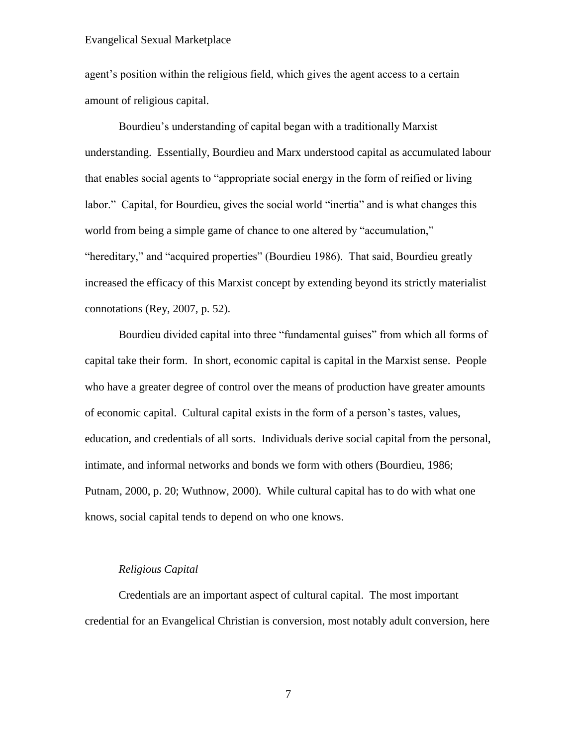agent's position within the religious field, which gives the agent access to a certain amount of religious capital.

Bourdieu's understanding of capital began with a traditionally Marxist understanding. Essentially, Bourdieu and Marx understood capital as accumulated labour that enables social agents to "appropriate social energy in the form of reified or living labor." Capital, for Bourdieu, gives the social world "inertia" and is what changes this world from being a simple game of chance to one altered by "accumulation," "hereditary," and "acquired properties" (Bourdieu 1986). That said, Bourdieu greatly increased the efficacy of this Marxist concept by extending beyond its strictly materialist connotations (Rey, 2007, p. 52).

Bourdieu divided capital into three "fundamental guises" from which all forms of capital take their form. In short, economic capital is capital in the Marxist sense. People who have a greater degree of control over the means of production have greater amounts of economic capital. Cultural capital exists in the form of a person's tastes, values, education, and credentials of all sorts. Individuals derive social capital from the personal, intimate, and informal networks and bonds we form with others (Bourdieu, 1986; Putnam, 2000, p. 20; Wuthnow, 2000). While cultural capital has to do with what one knows, social capital tends to depend on who one knows.

### *Religious Capital*

Credentials are an important aspect of cultural capital. The most important credential for an Evangelical Christian is conversion, most notably adult conversion, here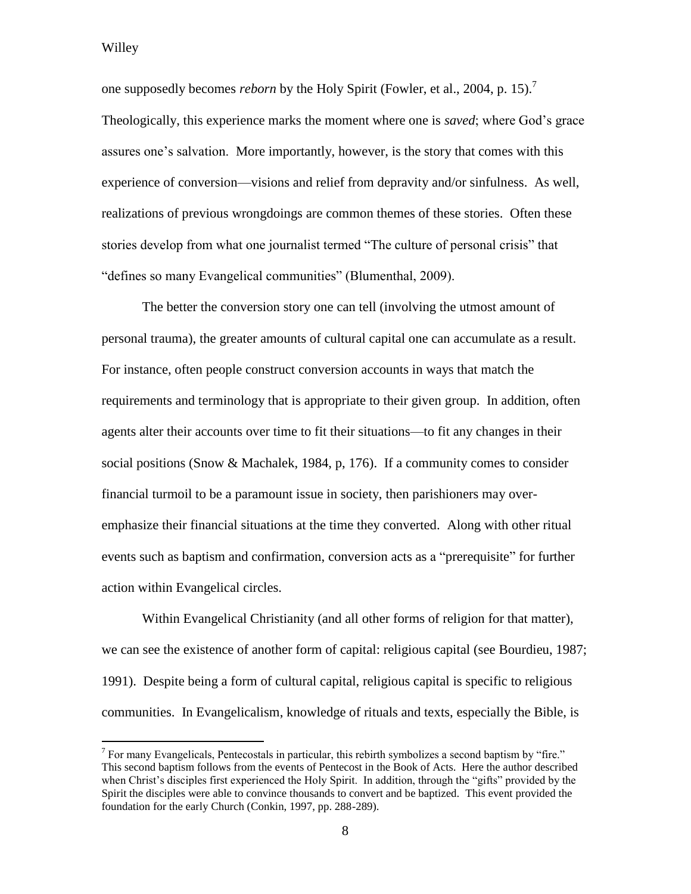one supposedly becomes *reborn* by the Holy Spirit (Fowler, et al., 2004, p. 15).[7] Theologically, this experience marks the moment where one is *saved*; where God's grace assures one's salvation. More importantly, however, is the story that comes with this experience of conversion—visions and relief from depravity and/or sinfulness. As well, realizations of previous wrongdoings are common themes of these stories. Often these stories develop from what one journalist termed "The culture of personal crisis" that "defines so many Evangelical communities" (Blumenthal, 2009).

The better the conversion story one can tell (involving the utmost amount of personal trauma), the greater amounts of cultural capital one can accumulate as a result. For instance, often people construct conversion accounts in ways that match the requirements and terminology that is appropriate to their given group. In addition, often agents alter their accounts over time to fit their situations—to fit any changes in their social positions (Snow & Machalek, 1984, p, 176). If a community comes to consider financial turmoil to be a paramount issue in society, then parishioners may over-emphasize their financial situations at the time they converted. Along with other ritual events such as baptism and confirmation, conversion acts as a "prerequisite" for further action within Evangelical circles.

Within Evangelical Christianity (and all other forms of religion for that matter), we can see the existence of another form of capital: religious capital (see Bourdieu, 1987; 1991). Despite being a form of cultural capital, religious capital is specific to religious communities. In Evangelicalism, knowledge of rituals and texts, especially the Bible, is

[7] For many Evangelicals, Pentecostals in particular, this rebirth symbolizes a second baptism by "fire." This second baptism follows from the events of Pentecost in the Book of Acts. Here the author described when Christ's disciples first experienced the Holy Spirit. In addition, through the "gifts" provided by the Spirit the disciples were able to convince thousands to convert and be baptized. This event provided the foundation for the early Church (Conkin, 1997, pp. 288-289).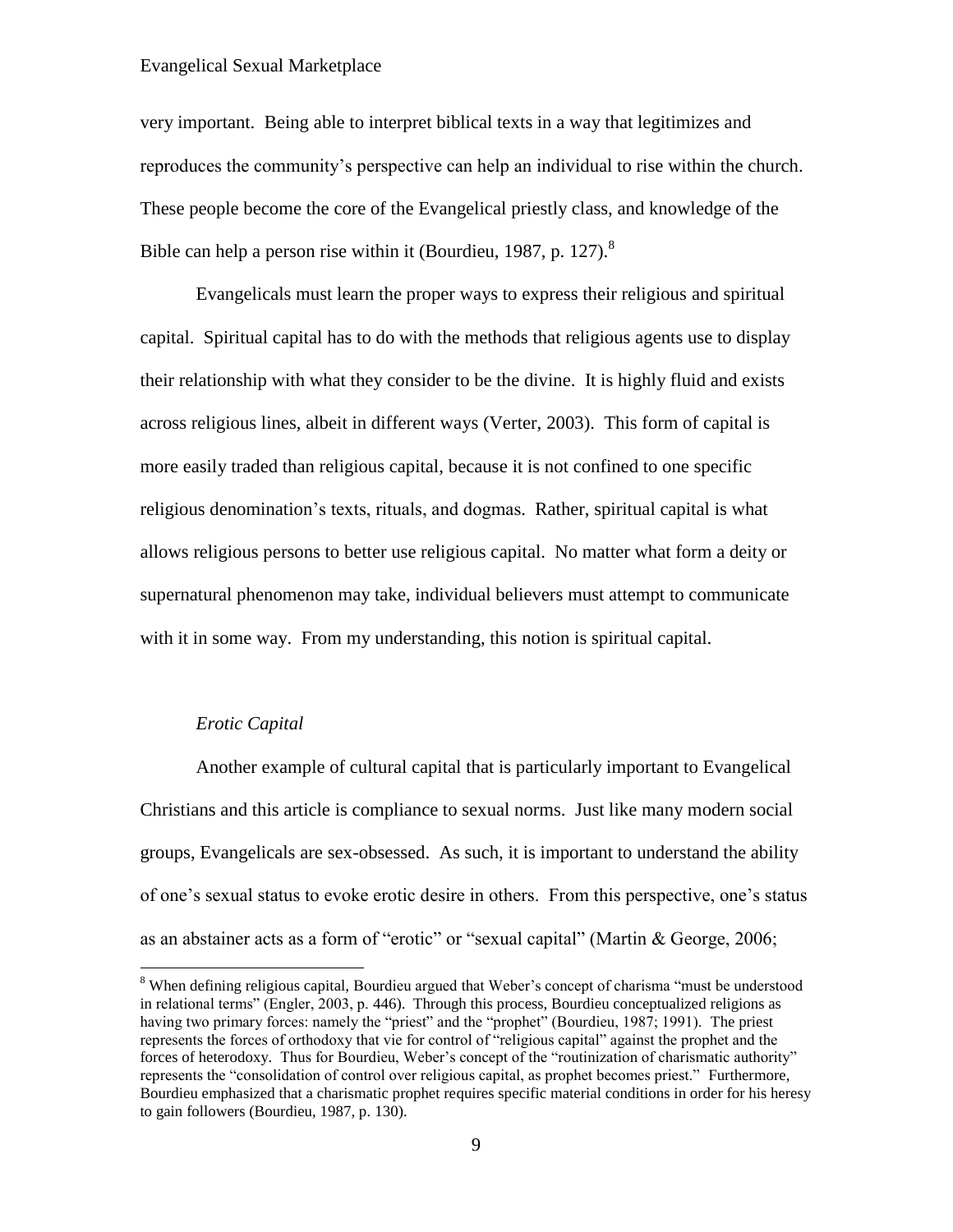very important. Being able to interpret biblical texts in a way that legitimizes and reproduces the community's perspective can help an individual to rise within the church. These people become the core of the Evangelical priestly class, and knowledge of the Bible can help a person rise within it (Bourdieu, 1987, p. 127).[8]

Evangelicals must learn the proper ways to express their religious and spiritual capital. Spiritual capital has to do with the methods that religious agents use to display their relationship with what they consider to be the divine. It is highly fluid and exists across religious lines, albeit in different ways (Verter, 2003). This form of capital is more easily traded than religious capital, because it is not confined to one specific religious denomination's texts, rituals, and dogmas. Rather, spiritual capital is what allows religious persons to better use religious capital. No matter what form a deity or supernatural phenomenon may take, individual believers must attempt to communicate with it in some way. From my understanding, this notion is spiritual capital.

### *Erotic Capital*

Another example of cultural capital that is particularly important to Evangelical Christians and this article is compliance to sexual norms. Just like many modern social groups, Evangelicals are sex-obsessed. As such, it is important to understand the ability of one's sexual status to evoke erotic desire in others. From this perspective, one's status as an abstainer acts as a form of "erotic" or "sexual capital" (Martin & George, 2006;

---

[8] When defining religious capital, Bourdieu argued that Weber's concept of charisma "must be understood in relational terms" (Engler, 2003, p. 446). Through this process, Bourdieu conceptualized religions as having two primary forces: namely the "priest" and the "prophet" (Bourdieu, 1987; 1991). The priest represents the forces of orthodoxy that vie for control of "religious capital" against the prophet and the forces of heterodoxy. Thus for Bourdieu, Weber's concept of the "routinization of charismatic authority" represents the "consolidation of control over religious capital, as prophet becomes priest." Furthermore, Bourdieu emphasized that a charismatic prophet requires specific material conditions in order for his heresy to gain followers (Bourdieu, 1987, p. 130).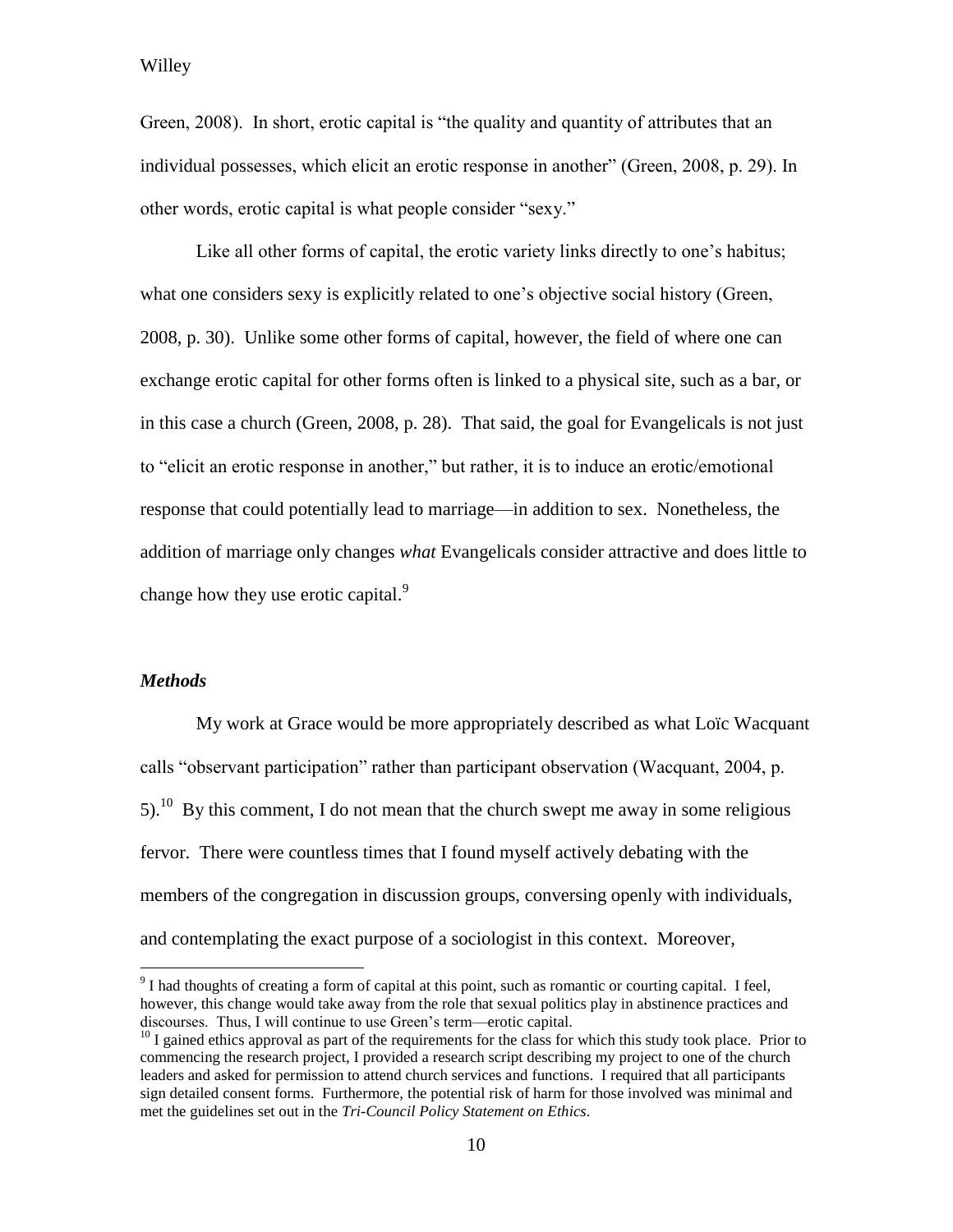Green, 2008). In short, erotic capital is "the quality and quantity of attributes that an individual possesses, which elicit an erotic response in another" (Green, 2008, p. 29). In other words, erotic capital is what people consider "sexy."

Like all other forms of capital, the erotic variety links directly to one's habitus; what one considers sexy is explicitly related to one's objective social history (Green, 2008, p. 30). Unlike some other forms of capital, however, the field of where one can exchange erotic capital for other forms often is linked to a physical site, such as a bar, or in this case a church (Green, 2008, p. 28). That said, the goal for Evangelicals is not just to "elicit an erotic response in another," but rather, it is to induce an erotic/emotional response that could potentially lead to marriage—in addition to sex. Nonetheless, the addition of marriage only changes *what* Evangelicals consider attractive and does little to change how they use erotic capital.[9]

### *Methods*

My work at Grace would be more appropriately described as what Loïc Wacquant calls "observant participation" rather than participant observation (Wacquant, 2004, p. 5).[10] By this comment, I do not mean that the church swept me away in some religious fervor. There were countless times that I found myself actively debating with the members of the congregation in discussion groups, conversing openly with individuals, and contemplating the exact purpose of a sociologist in this context. Moreover,

---

[9] I had thoughts of creating a form of capital at this point, such as romantic or courting capital. I feel, however, this change would take away from the role that sexual politics play in abstinence practices and discourses. Thus, I will continue to use Green's term—erotic capital.

[10] I gained ethics approval as part of the requirements for the class for which this study took place. Prior to commencing the research project, I provided a research script describing my project to one of the church leaders and asked for permission to attend church services and functions. I required that all participants sign detailed consent forms. Furthermore, the potential risk of harm for those involved was minimal and met the guidelines set out in the *Tri-Council Policy Statement on Ethics*.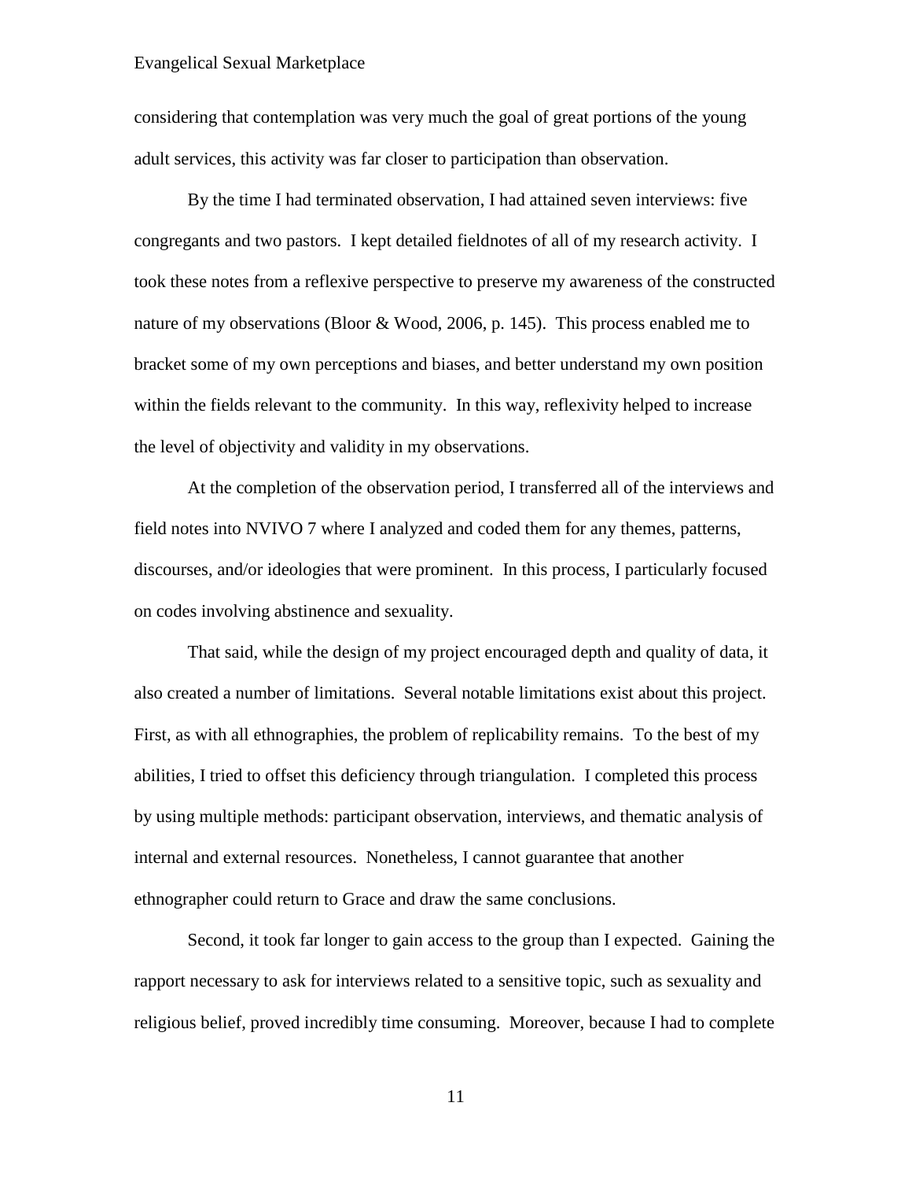considering that contemplation was very much the goal of great portions of the young adult services, this activity was far closer to participation than observation.

By the time I had terminated observation, I had attained seven interviews: five congregants and two pastors. I kept detailed fieldnotes of all of my research activity. I took these notes from a reflexive perspective to preserve my awareness of the constructed nature of my observations (Bloor & Wood, 2006, p. 145). This process enabled me to bracket some of my own perceptions and biases, and better understand my own position within the fields relevant to the community. In this way, reflexivity helped to increase the level of objectivity and validity in my observations.

At the completion of the observation period, I transferred all of the interviews and field notes into NVIVO 7 where I analyzed and coded them for any themes, patterns, discourses, and/or ideologies that were prominent. In this process, I particularly focused on codes involving abstinence and sexuality.

That said, while the design of my project encouraged depth and quality of data, it also created a number of limitations. Several notable limitations exist about this project. First, as with all ethnographies, the problem of replicability remains. To the best of my abilities, I tried to offset this deficiency through triangulation. I completed this process by using multiple methods: participant observation, interviews, and thematic analysis of internal and external resources. Nonetheless, I cannot guarantee that another ethnographer could return to Grace and draw the same conclusions.

Second, it took far longer to gain access to the group than I expected. Gaining the rapport necessary to ask for interviews related to a sensitive topic, such as sexuality and religious belief, proved incredibly time consuming. Moreover, because I had to complete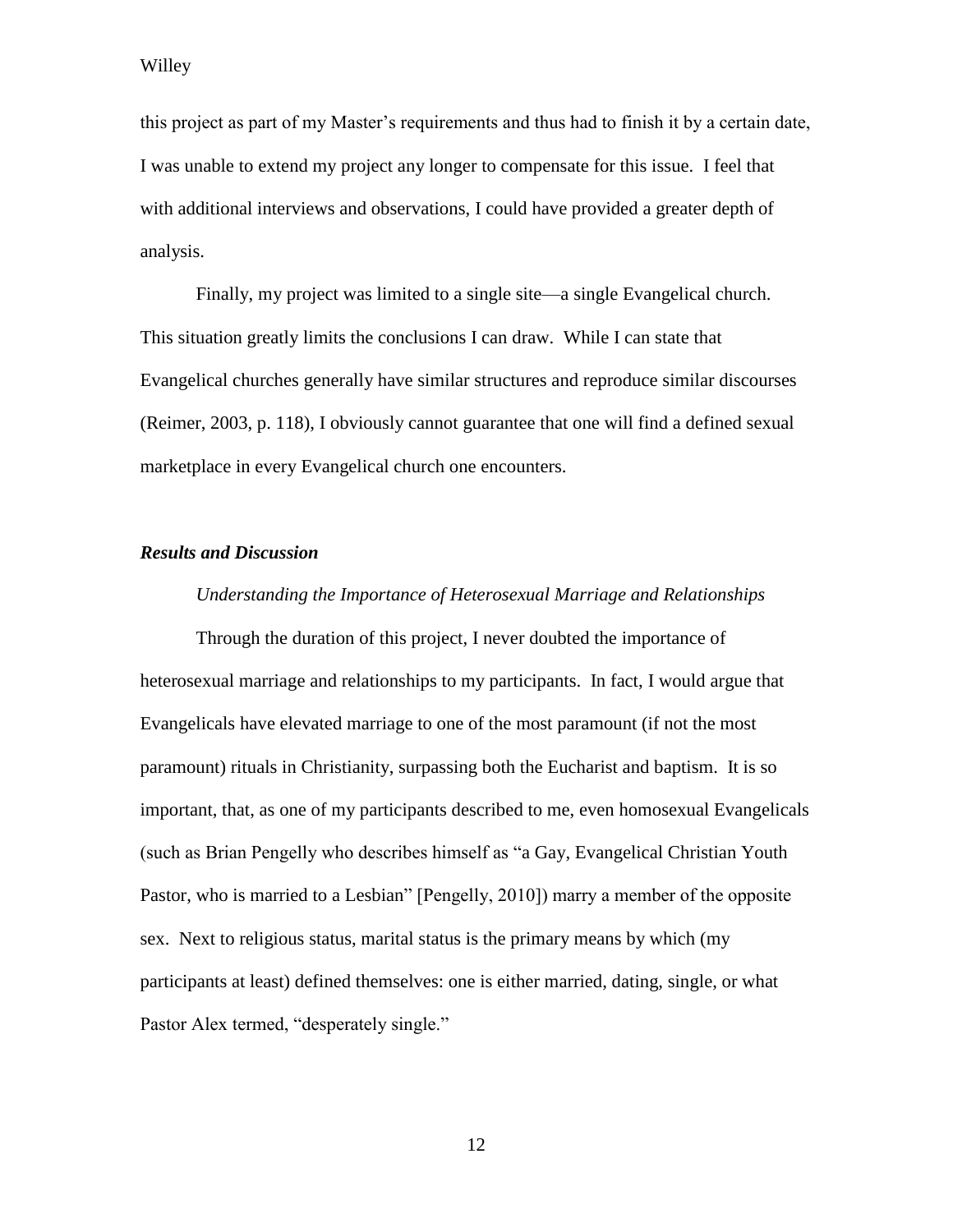this project as part of my Master's requirements and thus had to finish it by a certain date, I was unable to extend my project any longer to compensate for this issue. I feel that with additional interviews and observations, I could have provided a greater depth of analysis.

Finally, my project was limited to a single site—a single Evangelical church. This situation greatly limits the conclusions I can draw. While I can state that Evangelical churches generally have similar structures and reproduce similar discourses (Reimer, 2003, p. 118), I obviously cannot guarantee that one will find a defined sexual marketplace in every Evangelical church one encounters.

## ***Results and Discussion***

### *Understanding the Importance of Heterosexual Marriage and Relationships*

Through the duration of this project, I never doubted the importance of heterosexual marriage and relationships to my participants. In fact, I would argue that Evangelicals have elevated marriage to one of the most paramount (if not the most paramount) rituals in Christianity, surpassing both the Eucharist and baptism. It is so important, that, as one of my participants described to me, even homosexual Evangelicals (such as Brian Pengelly who describes himself as "a Gay, Evangelical Christian Youth Pastor, who is married to a Lesbian" [Pengelly, 2010]) marry a member of the opposite sex. Next to religious status, marital status is the primary means by which (my participants at least) defined themselves: one is either married, dating, single, or what Pastor Alex termed, "desperately single."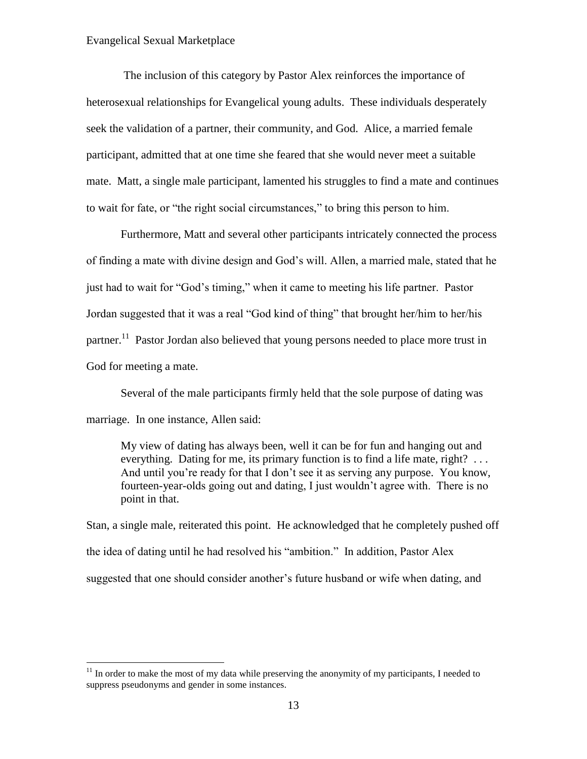The inclusion of this category by Pastor Alex reinforces the importance of heterosexual relationships for Evangelical young adults. These individuals desperately seek the validation of a partner, their community, and God. Alice, a married female participant, admitted that at one time she feared that she would never meet a suitable mate. Matt, a single male participant, lamented his struggles to find a mate and continues to wait for fate, or "the right social circumstances," to bring this person to him.

Furthermore, Matt and several other participants intricately connected the process of finding a mate with divine design and God's will. Allen, a married male, stated that he just had to wait for "God's timing," when it came to meeting his life partner. Pastor Jordan suggested that it was a real "God kind of thing" that brought her/him to her/his partner.[11] Pastor Jordan also believed that young persons needed to place more trust in God for meeting a mate.

Several of the male participants firmly held that the sole purpose of dating was marriage. In one instance, Allen said:

> My view of dating has always been, well it can be for fun and hanging out and everything. Dating for me, its primary function is to find a life mate, right? . . . And until you're ready for that I don't see it as serving any purpose. You know, fourteen-year-olds going out and dating, I just wouldn't agree with. There is no point in that.

Stan, a single male, reiterated this point. He acknowledged that he completely pushed off the idea of dating until he had resolved his "ambition." In addition, Pastor Alex suggested that one should consider another's future husband or wife when dating, and

---

[11] In order to make the most of my data while preserving the anonymity of my participants, I needed to suppress pseudonyms and gender in some instances.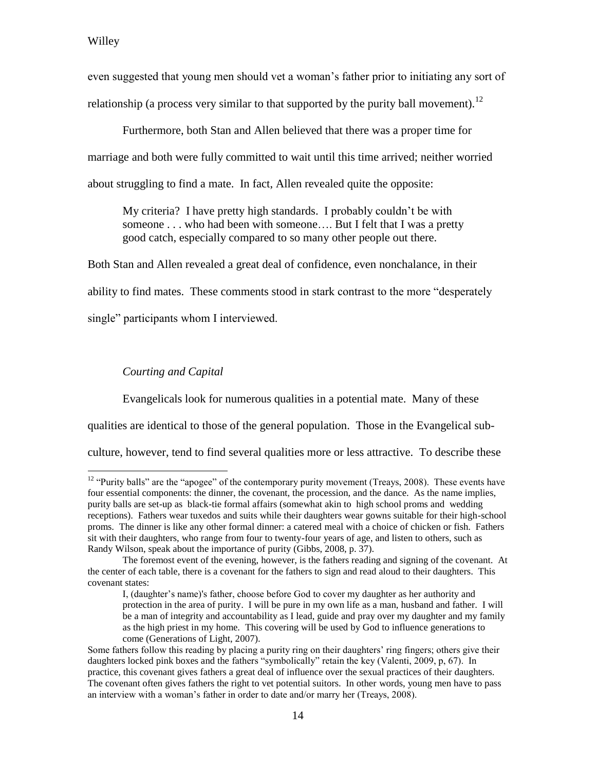even suggested that young men should vet a woman's father prior to initiating any sort of relationship (a process very similar to that supported by the purity ball movement).[12]

Furthermore, both Stan and Allen believed that there was a proper time for marriage and both were fully committed to wait until this time arrived; neither worried about struggling to find a mate. In fact, Allen revealed quite the opposite:

> My criteria? I have pretty high standards. I probably couldn't be with someone . . . who had been with someone…. But I felt that I was a pretty good catch, especially compared to so many other people out there.

Both Stan and Allen revealed a great deal of confidence, even nonchalance, in their ability to find mates. These comments stood in stark contrast to the more "desperately single" participants whom I interviewed.

*Courting and Capital*

Evangelicals look for numerous qualities in a potential mate. Many of these qualities are identical to those of the general population. Those in the Evangelical sub-culture, however, tend to find several qualities more or less attractive. To describe these

---

[12] "Purity balls" are the "apogee" of the contemporary purity movement (Treays, 2008). These events have four essential components: the dinner, the covenant, the procession, and the dance. As the name implies, purity balls are set-up as black-tie formal affairs (somewhat akin to high school proms and wedding receptions). Fathers wear tuxedos and suits while their daughters wear gowns suitable for their high-school proms. The dinner is like any other formal dinner: a catered meal with a choice of chicken or fish. Fathers sit with their daughters, who range from four to twenty-four years of age, and listen to others, such as Randy Wilson, speak about the importance of purity (Gibbs, 2008, p. 37).

The foremost event of the evening, however, is the fathers reading and signing of the covenant. At the center of each table, there is a covenant for the fathers to sign and read aloud to their daughters. This covenant states:

> I, (daughter's name)'s father, choose before God to cover my daughter as her authority and protection in the area of purity. I will be pure in my own life as a man, husband and father. I will be a man of integrity and accountability as I lead, guide and pray over my daughter and my family as the high priest in my home. This covering will be used by God to influence generations to come (Generations of Light, 2007).

Some fathers follow this reading by placing a purity ring on their daughters' ring fingers; others give their daughters locked pink boxes and the fathers "symbolically" retain the key (Valenti, 2009, p, 67). In practice, this covenant gives fathers a great deal of influence over the sexual practices of their daughters. The covenant often gives fathers the right to vet potential suitors. In other words, young men have to pass an interview with a woman's father in order to date and/or marry her (Treays, 2008).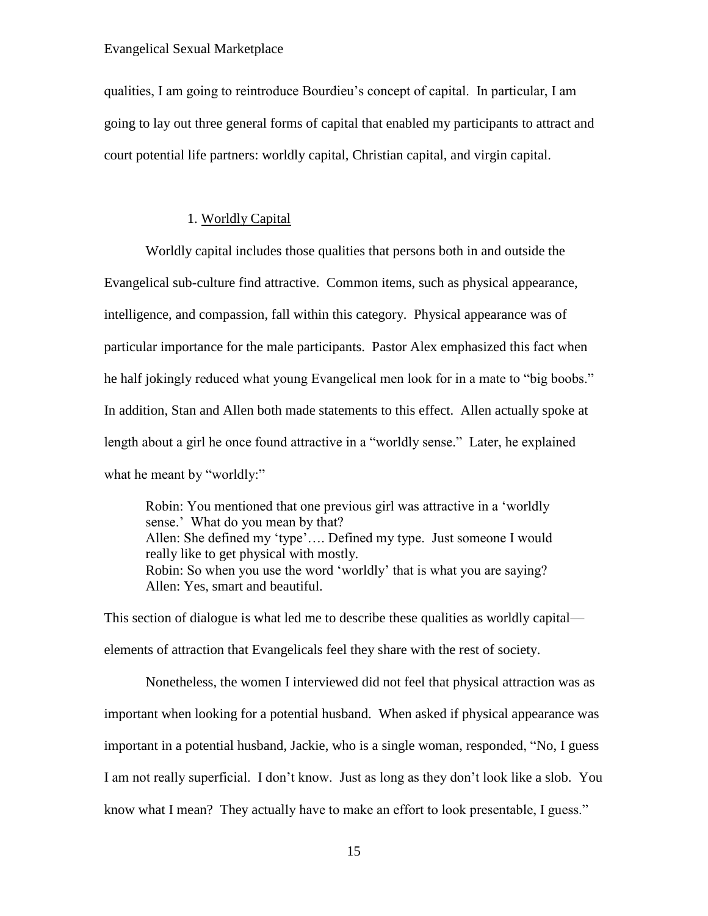qualities, I am going to reintroduce Bourdieu's concept of capital. In particular, I am going to lay out three general forms of capital that enabled my participants to attract and court potential life partners: worldly capital, Christian capital, and virgin capital.

### 1. Worldly Capital

Worldly capital includes those qualities that persons both in and outside the Evangelical sub-culture find attractive. Common items, such as physical appearance, intelligence, and compassion, fall within this category. Physical appearance was of particular importance for the male participants. Pastor Alex emphasized this fact when he half jokingly reduced what young Evangelical men look for in a mate to "big boobs." In addition, Stan and Allen both made statements to this effect. Allen actually spoke at length about a girl he once found attractive in a "worldly sense." Later, he explained what he meant by "worldly:"

> Robin: You mentioned that one previous girl was attractive in a 'worldly sense.' What do you mean by that?
> Allen: She defined my 'type'…. Defined my type. Just someone I would really like to get physical with mostly.
> Robin: So when you use the word 'worldly' that is what you are saying?
> Allen: Yes, smart and beautiful.

This section of dialogue is what led me to describe these qualities as worldly capital—elements of attraction that Evangelicals feel they share with the rest of society.

Nonetheless, the women I interviewed did not feel that physical attraction was as important when looking for a potential husband. When asked if physical appearance was important in a potential husband, Jackie, who is a single woman, responded, "No, I guess I am not really superficial. I don't know. Just as long as they don't look like a slob. You know what I mean? They actually have to make an effort to look presentable, I guess."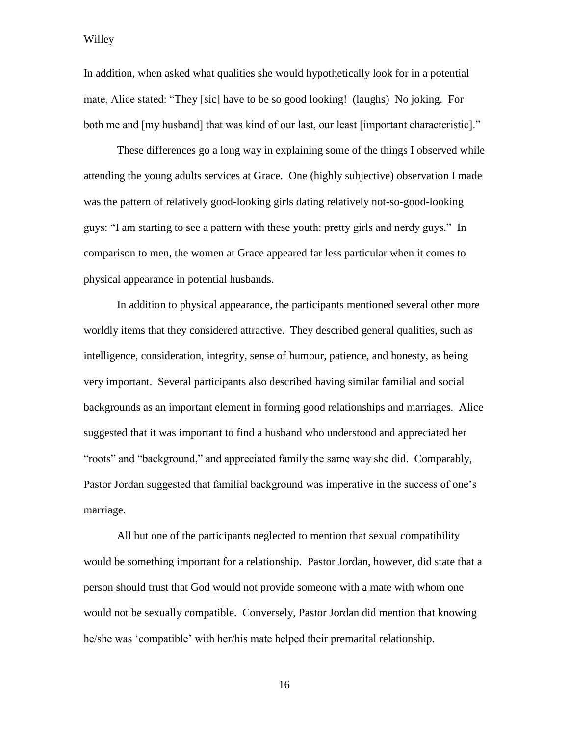In addition, when asked what qualities she would hypothetically look for in a potential mate, Alice stated: "They [sic] have to be so good looking! (laughs) No joking. For both me and [my husband] that was kind of our last, our least [important characteristic]."

These differences go a long way in explaining some of the things I observed while attending the young adults services at Grace. One (highly subjective) observation I made was the pattern of relatively good-looking girls dating relatively not-so-good-looking guys: "I am starting to see a pattern with these youth: pretty girls and nerdy guys." In comparison to men, the women at Grace appeared far less particular when it comes to physical appearance in potential husbands.

In addition to physical appearance, the participants mentioned several other more worldly items that they considered attractive. They described general qualities, such as intelligence, consideration, integrity, sense of humour, patience, and honesty, as being very important. Several participants also described having similar familial and social backgrounds as an important element in forming good relationships and marriages. Alice suggested that it was important to find a husband who understood and appreciated her "roots" and "background," and appreciated family the same way she did. Comparably, Pastor Jordan suggested that familial background was imperative in the success of one's marriage.

All but one of the participants neglected to mention that sexual compatibility would be something important for a relationship. Pastor Jordan, however, did state that a person should trust that God would not provide someone with a mate with whom one would not be sexually compatible. Conversely, Pastor Jordan did mention that knowing he/she was 'compatible' with her/his mate helped their premarital relationship.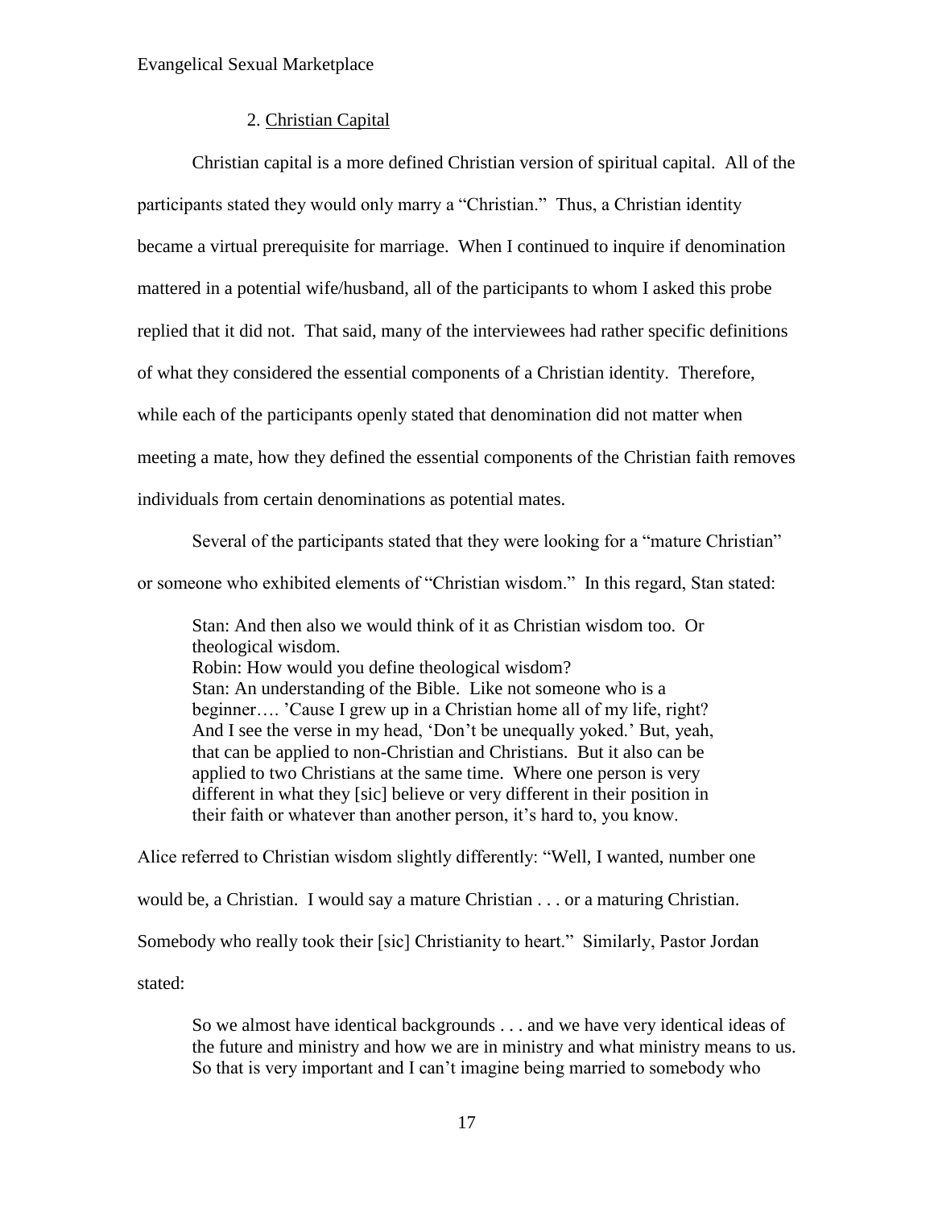## 2. Christian Capital

Christian capital is a more defined Christian version of spiritual capital. All of the participants stated they would only marry a "Christian." Thus, a Christian identity became a virtual prerequisite for marriage. When I continued to inquire if denomination mattered in a potential wife/husband, all of the participants to whom I asked this probe replied that it did not. That said, many of the interviewees had rather specific definitions of what they considered the essential components of a Christian identity. Therefore, while each of the participants openly stated that denomination did not matter when meeting a mate, how they defined the essential components of the Christian faith removes individuals from certain denominations as potential mates.

Several of the participants stated that they were looking for a "mature Christian" or someone who exhibited elements of "Christian wisdom." In this regard, Stan stated:

> Stan: And then also we would think of it as Christian wisdom too. Or theological wisdom.
> Robin: How would you define theological wisdom?
> Stan: An understanding of the Bible. Like not someone who is a beginner…. 'Cause I grew up in a Christian home all of my life, right? And I see the verse in my head, 'Don't be unequally yoked.' But, yeah, that can be applied to non-Christian and Christians. But it also can be applied to two Christians at the same time. Where one person is very different in what they [sic] believe or very different in their position in their faith or whatever than another person, it's hard to, you know.

Alice referred to Christian wisdom slightly differently: "Well, I wanted, number one would be, a Christian. I would say a mature Christian . . . or a maturing Christian. Somebody who really took their [sic] Christianity to heart." Similarly, Pastor Jordan stated:

> So we almost have identical backgrounds . . . and we have very identical ideas of the future and ministry and how we are in ministry and what ministry means to us. So that is very important and I can't imagine being married to somebody who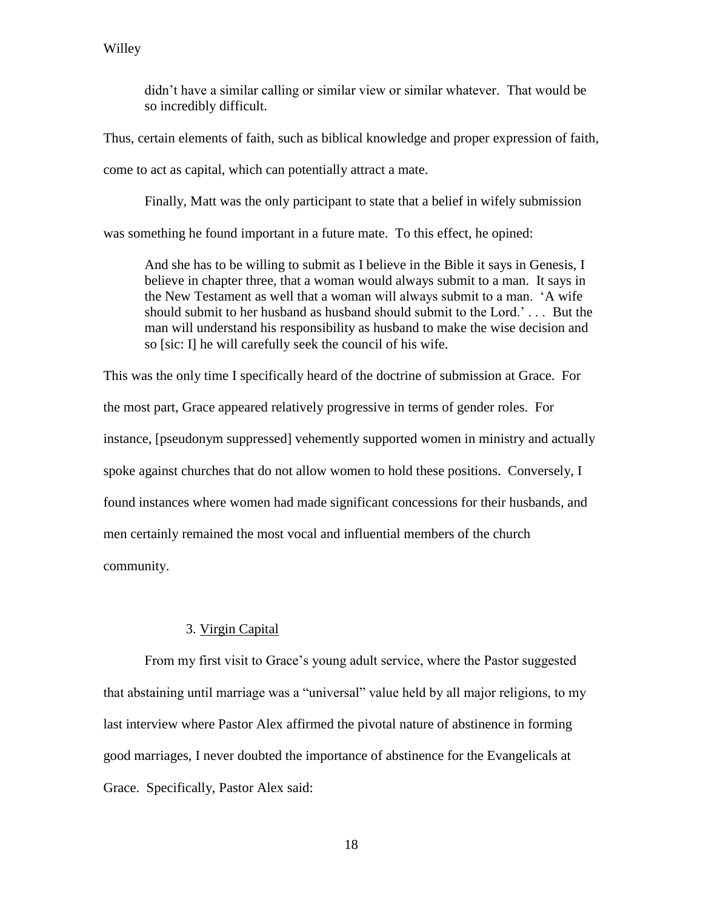> didn’t have a similar calling or similar view or similar whatever. That would be so incredibly difficult.

Thus, certain elements of faith, such as biblical knowledge and proper expression of faith, come to act as capital, which can potentially attract a mate.

Finally, Matt was the only participant to state that a belief in wifely submission was something he found important in a future mate. To this effect, he opined:

> And she has to be willing to submit as I believe in the Bible it says in Genesis, I believe in chapter three, that a woman would always submit to a man. It says in the New Testament as well that a woman will always submit to a man. ‘A wife should submit to her husband as husband should submit to the Lord.’ . . . But the man will understand his responsibility as husband to make the wise decision and so [sic: I] he will carefully seek the council of his wife.

This was the only time I specifically heard of the doctrine of submission at Grace. For the most part, Grace appeared relatively progressive in terms of gender roles. For instance, [pseudonym suppressed] vehemently supported women in ministry and actually spoke against churches that do not allow women to hold these positions. Conversely, I found instances where women had made significant concessions for their husbands, and men certainly remained the most vocal and influential members of the church community.

### 3. Virgin Capital

From my first visit to Grace’s young adult service, where the Pastor suggested that abstaining until marriage was a “universal” value held by all major religions, to my last interview where Pastor Alex affirmed the pivotal nature of abstinence in forming good marriages, I never doubted the importance of abstinence for the Evangelicals at Grace. Specifically, Pastor Alex said: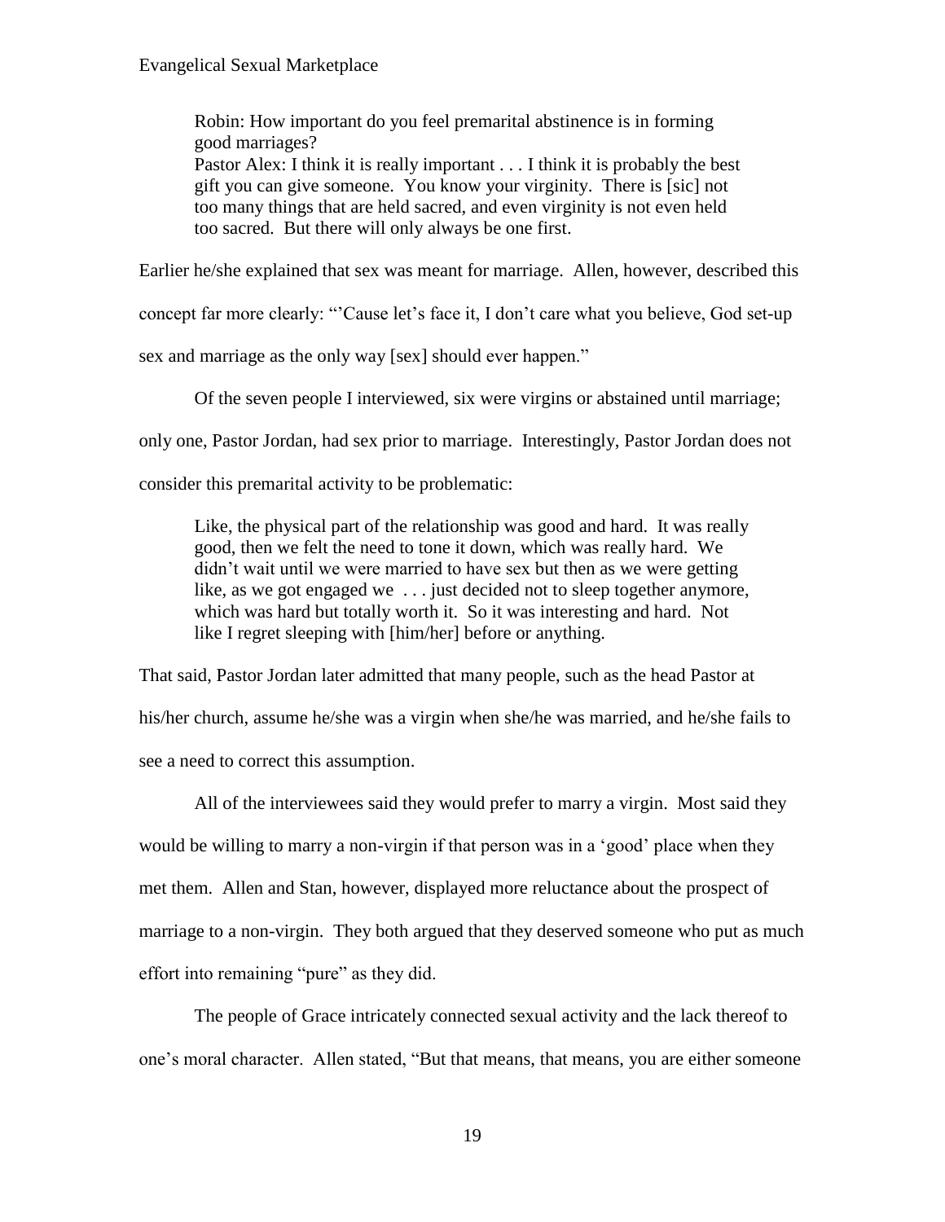> Robin: How important do you feel premarital abstinence is in forming good marriages?
> Pastor Alex: I think it is really important . . . I think it is probably the best gift you can give someone. You know your virginity. There is [sic] not too many things that are held sacred, and even virginity is not even held too sacred. But there will only always be one first.

Earlier he/she explained that sex was meant for marriage. Allen, however, described this concept far more clearly: "'Cause let's face it, I don't care what you believe, God set-up sex and marriage as the only way [sex] should ever happen."

Of the seven people I interviewed, six were virgins or abstained until marriage; only one, Pastor Jordan, had sex prior to marriage. Interestingly, Pastor Jordan does not consider this premarital activity to be problematic:

> Like, the physical part of the relationship was good and hard. It was really good, then we felt the need to tone it down, which was really hard. We didn't wait until we were married to have sex but then as we were getting like, as we got engaged we . . . just decided not to sleep together anymore, which was hard but totally worth it. So it was interesting and hard. Not like I regret sleeping with [him/her] before or anything.

That said, Pastor Jordan later admitted that many people, such as the head Pastor at his/her church, assume he/she was a virgin when she/he was married, and he/she fails to see a need to correct this assumption.

All of the interviewees said they would prefer to marry a virgin. Most said they would be willing to marry a non-virgin if that person was in a 'good' place when they met them. Allen and Stan, however, displayed more reluctance about the prospect of marriage to a non-virgin. They both argued that they deserved someone who put as much effort into remaining "pure" as they did.

The people of Grace intricately connected sexual activity and the lack thereof to one's moral character. Allen stated, "But that means, that means, you are either someone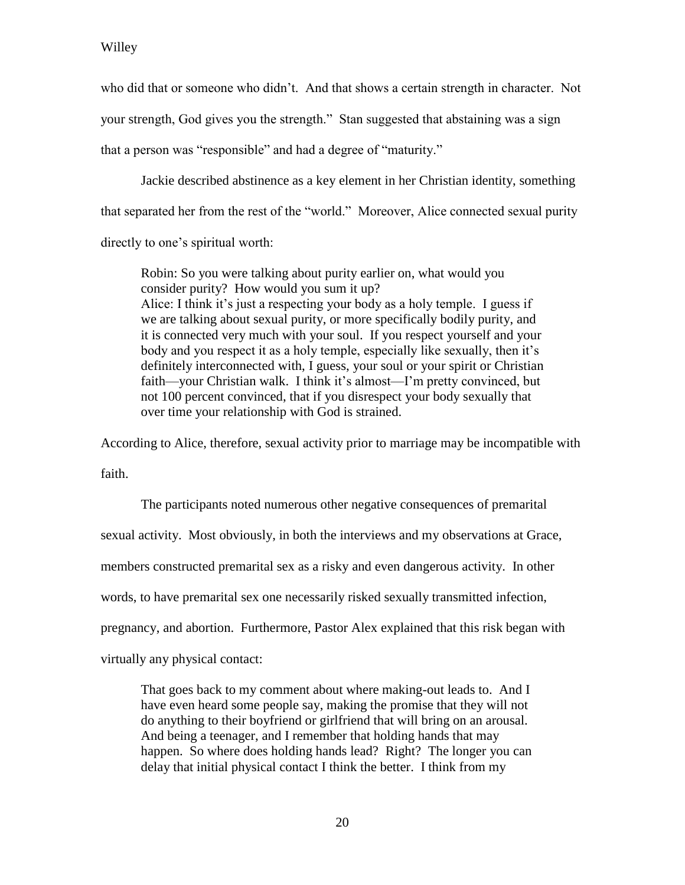who did that or someone who didn't. And that shows a certain strength in character. Not your strength, God gives you the strength." Stan suggested that abstaining was a sign that a person was "responsible" and had a degree of "maturity."

Jackie described abstinence as a key element in her Christian identity, something that separated her from the rest of the "world." Moreover, Alice connected sexual purity directly to one's spiritual worth:

> Robin: So you were talking about purity earlier on, what would you consider purity? How would you sum it up?
> Alice: I think it's just a respecting your body as a holy temple. I guess if we are talking about sexual purity, or more specifically bodily purity, and it is connected very much with your soul. If you respect yourself and your body and you respect it as a holy temple, especially like sexually, then it's definitely interconnected with, I guess, your soul or your spirit or Christian faith—your Christian walk. I think it's almost—I'm pretty convinced, but not 100 percent convinced, that if you disrespect your body sexually that over time your relationship with God is strained.

According to Alice, therefore, sexual activity prior to marriage may be incompatible with faith.

The participants noted numerous other negative consequences of premarital sexual activity. Most obviously, in both the interviews and my observations at Grace, members constructed premarital sex as a risky and even dangerous activity. In other words, to have premarital sex one necessarily risked sexually transmitted infection, pregnancy, and abortion. Furthermore, Pastor Alex explained that this risk began with virtually any physical contact:

> That goes back to my comment about where making-out leads to. And I have even heard some people say, making the promise that they will not do anything to their boyfriend or girlfriend that will bring on an arousal. And being a teenager, and I remember that holding hands that may happen. So where does holding hands lead? Right? The longer you can delay that initial physical contact I think the better. I think from my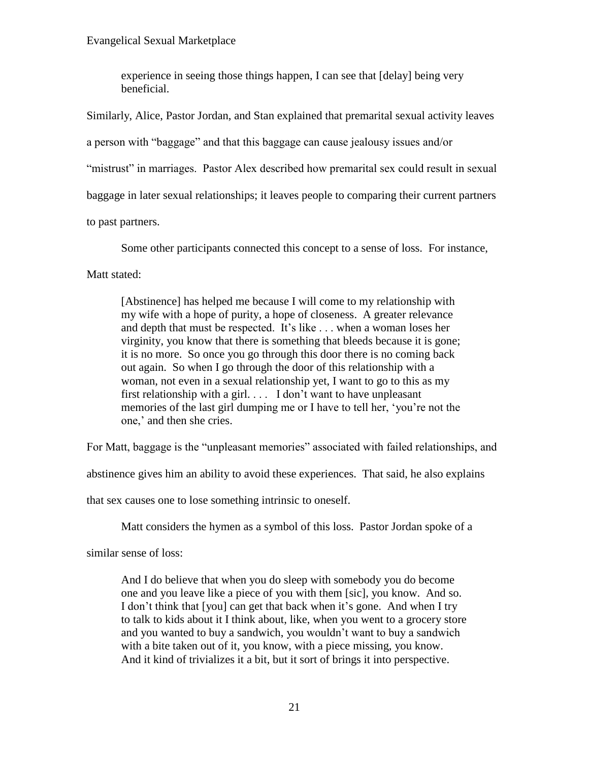> experience in seeing those things happen, I can see that [delay] being very beneficial.

Similarly, Alice, Pastor Jordan, and Stan explained that premarital sexual activity leaves a person with "baggage" and that this baggage can cause jealousy issues and/or "mistrust" in marriages. Pastor Alex described how premarital sex could result in sexual baggage in later sexual relationships; it leaves people to comparing their current partners to past partners.

Some other participants connected this concept to a sense of loss. For instance, Matt stated:

> [Abstinence] has helped me because I will come to my relationship with my wife with a hope of purity, a hope of closeness. A greater relevance and depth that must be respected. It's like . . . when a woman loses her virginity, you know that there is something that bleeds because it is gone; it is no more. So once you go through this door there is no coming back out again. So when I go through the door of this relationship with a woman, not even in a sexual relationship yet, I want to go to this as my first relationship with a girl. . . . I don't want to have unpleasant memories of the last girl dumping me or I have to tell her, 'you're not the one,' and then she cries.

For Matt, baggage is the "unpleasant memories" associated with failed relationships, and abstinence gives him an ability to avoid these experiences. That said, he also explains that sex causes one to lose something intrinsic to oneself.

Matt considers the hymen as a symbol of this loss. Pastor Jordan spoke of a similar sense of loss:

> And I do believe that when you do sleep with somebody you do become one and you leave like a piece of you with them [sic], you know. And so. I don't think that [you] can get that back when it's gone. And when I try to talk to kids about it I think about, like, when you went to a grocery store and you wanted to buy a sandwich, you wouldn't want to buy a sandwich with a bite taken out of it, you know, with a piece missing, you know. And it kind of trivializes it a bit, but it sort of brings it into perspective.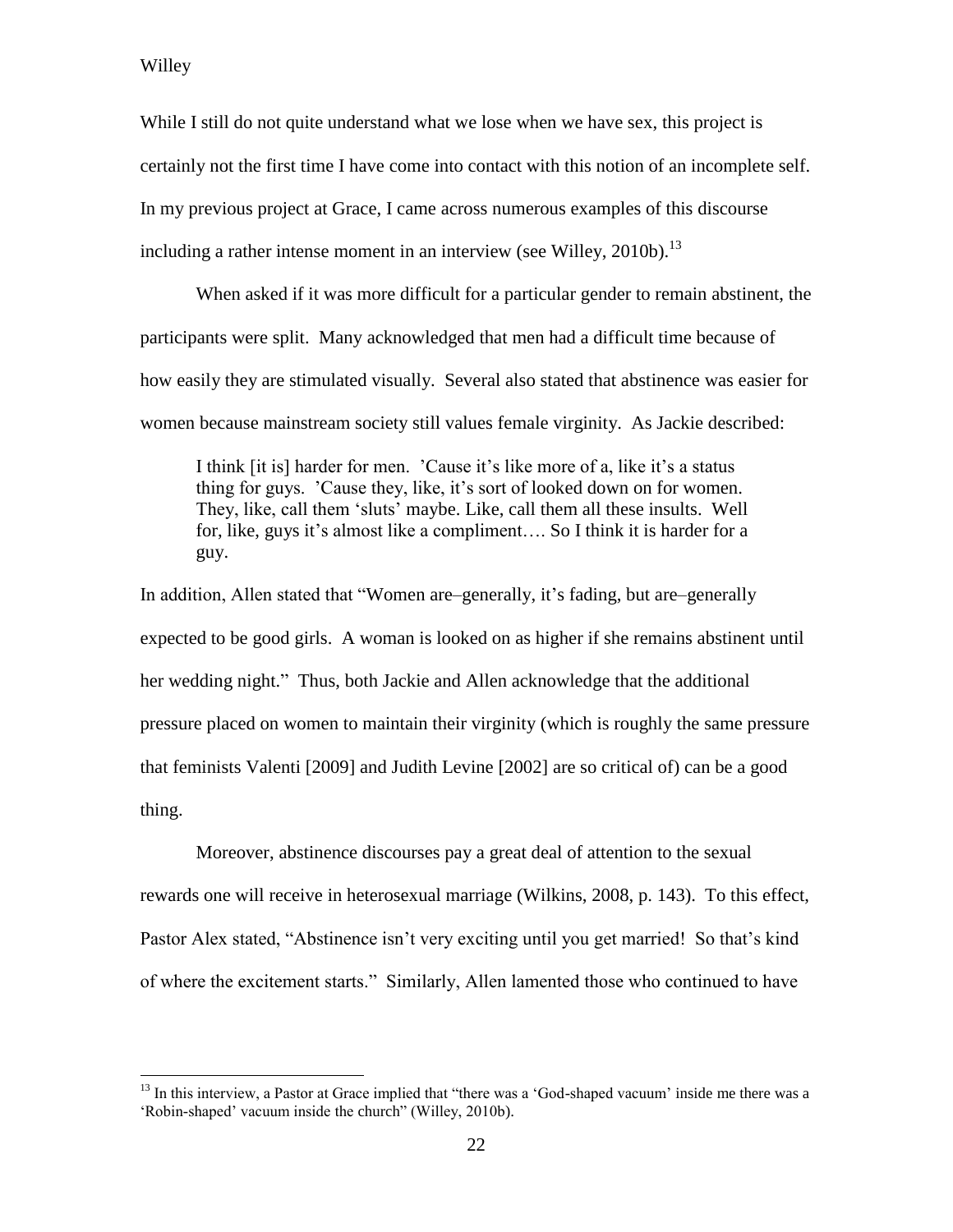While I still do not quite understand what we lose when we have sex, this project is certainly not the first time I have come into contact with this notion of an incomplete self. In my previous project at Grace, I came across numerous examples of this discourse including a rather intense moment in an interview (see Willey, 2010b).[13]

When asked if it was more difficult for a particular gender to remain abstinent, the participants were split. Many acknowledged that men had a difficult time because of how easily they are stimulated visually. Several also stated that abstinence was easier for women because mainstream society still values female virginity. As Jackie described:

> I think [it is] harder for men. 'Cause it's like more of a, like it's a status thing for guys. 'Cause they, like, it's sort of looked down on for women. They, like, call them 'sluts' maybe. Like, call them all these insults. Well for, like, guys it's almost like a compliment…. So I think it is harder for a guy.

In addition, Allen stated that "Women are–generally, it's fading, but are–generally expected to be good girls. A woman is looked on as higher if she remains abstinent until her wedding night." Thus, both Jackie and Allen acknowledge that the additional pressure placed on women to maintain their virginity (which is roughly the same pressure that feminists Valenti [2009] and Judith Levine [2002] are so critical of) can be a good thing.

Moreover, abstinence discourses pay a great deal of attention to the sexual rewards one will receive in heterosexual marriage (Wilkins, 2008, p. 143). To this effect, Pastor Alex stated, "Abstinence isn't very exciting until you get married! So that's kind of where the excitement starts." Similarly, Allen lamented those who continued to have

---

[13] In this interview, a Pastor at Grace implied that "there was a 'God-shaped vacuum' inside me there was a 'Robin-shaped' vacuum inside the church" (Willey, 2010b).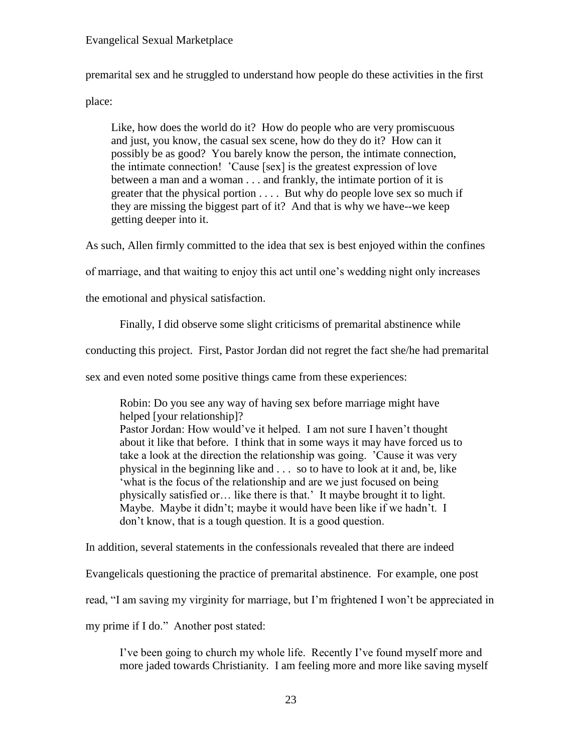premarital sex and he struggled to understand how people do these activities in the first place:

> Like, how does the world do it? How do people who are very promiscuous and just, you know, the casual sex scene, how do they do it? How can it possibly be as good? You barely know the person, the intimate connection, the intimate connection! 'Cause [sex] is the greatest expression of love between a man and a woman . . . and frankly, the intimate portion of it is greater that the physical portion . . . . But why do people love sex so much if they are missing the biggest part of it? And that is why we have--we keep getting deeper into it.

As such, Allen firmly committed to the idea that sex is best enjoyed within the confines of marriage, and that waiting to enjoy this act until one's wedding night only increases the emotional and physical satisfaction.

Finally, I did observe some slight criticisms of premarital abstinence while conducting this project. First, Pastor Jordan did not regret the fact she/he had premarital sex and even noted some positive things came from these experiences:

> Robin: Do you see any way of having sex before marriage might have helped [your relationship]?
> Pastor Jordan: How would've it helped. I am not sure I haven't thought about it like that before. I think that in some ways it may have forced us to take a look at the direction the relationship was going. 'Cause it was very physical in the beginning like and . . . so to have to look at it and, be, like 'what is the focus of the relationship and are we just focused on being physically satisfied or… like there is that.' It maybe brought it to light. Maybe. Maybe it didn't; maybe it would have been like if we hadn't. I don't know, that is a tough question. It is a good question.

In addition, several statements in the confessionals revealed that there are indeed Evangelicals questioning the practice of premarital abstinence. For example, one post read, "I am saving my virginity for marriage, but I'm frightened I won't be appreciated in my prime if I do." Another post stated:

> I've been going to church my whole life. Recently I've found myself more and more jaded towards Christianity. I am feeling more and more like saving myself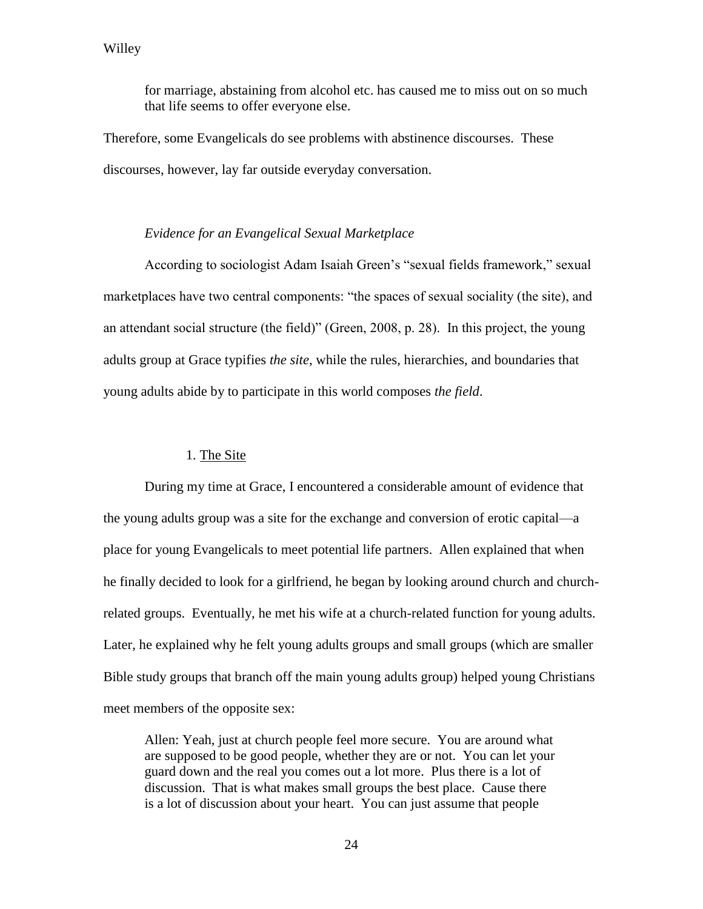> for marriage, abstaining from alcohol etc. has caused me to miss out on so much that life seems to offer everyone else.

Therefore, some Evangelicals do see problems with abstinence discourses. These discourses, however, lay far outside everyday conversation.

### *Evidence for an Evangelical Sexual Marketplace*

According to sociologist Adam Isaiah Green's "sexual fields framework," sexual marketplaces have two central components: "the spaces of sexual sociality (the site), and an attendant social structure (the field)" (Green, 2008, p. 28). In this project, the young adults group at Grace typifies *the site*, while the rules, hierarchies, and boundaries that young adults abide by to participate in this world composes *the field*.

#### 1. The Site

During my time at Grace, I encountered a considerable amount of evidence that the young adults group was a site for the exchange and conversion of erotic capital—a place for young Evangelicals to meet potential life partners. Allen explained that when he finally decided to look for a girlfriend, he began by looking around church and church-related groups. Eventually, he met his wife at a church-related function for young adults. Later, he explained why he felt young adults groups and small groups (which are smaller Bible study groups that branch off the main young adults group) helped young Christians meet members of the opposite sex:

> Allen: Yeah, just at church people feel more secure. You are around what are supposed to be good people, whether they are or not. You can let your guard down and the real you comes out a lot more. Plus there is a lot of discussion. That is what makes small groups the best place. Cause there is a lot of discussion about your heart. You can just assume that people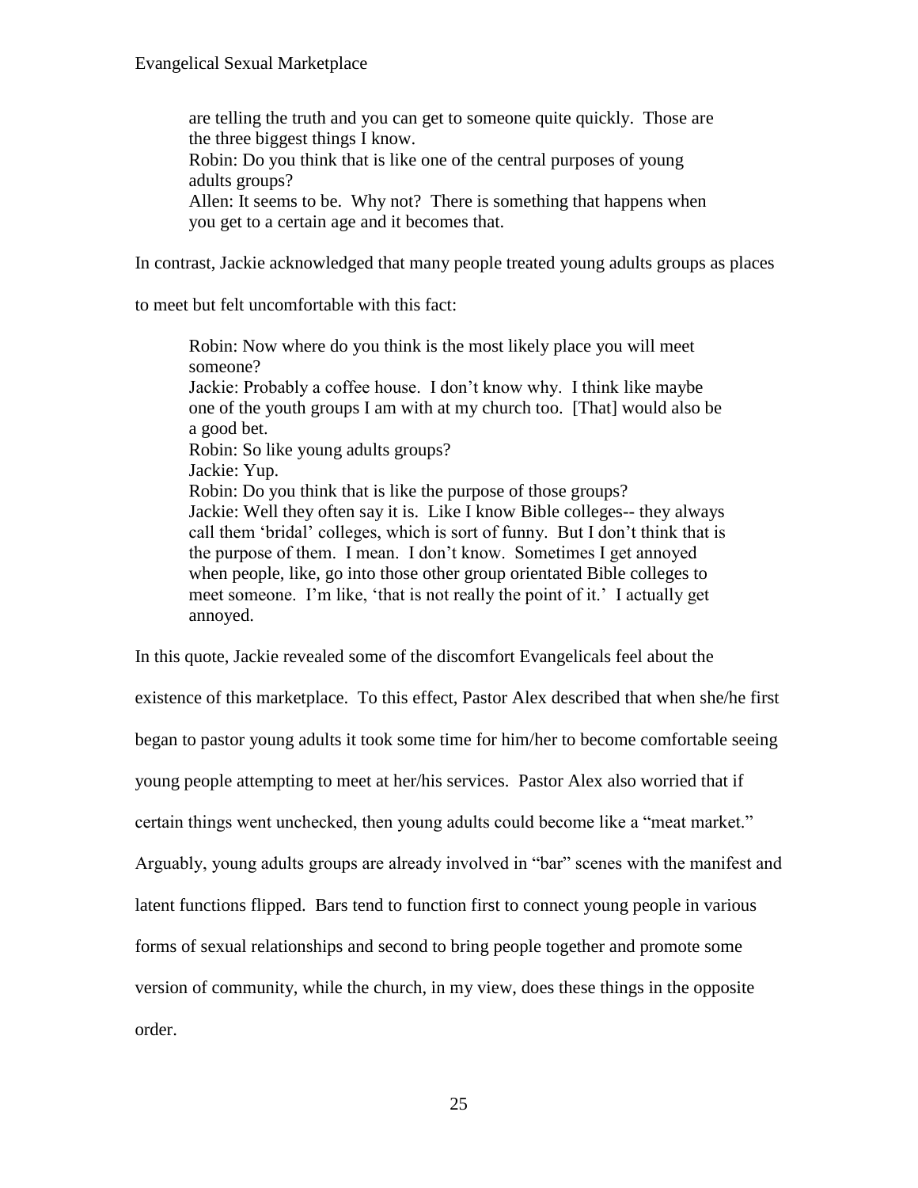are telling the truth and you can get to someone quite quickly. Those are the three biggest things I know.
Robin: Do you think that is like one of the central purposes of young adults groups?
Allen: It seems to be. Why not? There is something that happens when you get to a certain age and it becomes that.

In contrast, Jackie acknowledged that many people treated young adults groups as places to meet but felt uncomfortable with this fact:

> Robin: Now where do you think is the most likely place you will meet someone?
> Jackie: Probably a coffee house. I don't know why. I think like maybe one of the youth groups I am with at my church too. [That] would also be a good bet.
> Robin: So like young adults groups?
> Jackie: Yup.
> Robin: Do you think that is like the purpose of those groups?
> Jackie: Well they often say it is. Like I know Bible colleges-- they always call them 'bridal' colleges, which is sort of funny. But I don't think that is the purpose of them. I mean. I don't know. Sometimes I get annoyed when people, like, go into those other group orientated Bible colleges to meet someone. I'm like, 'that is not really the point of it.' I actually get annoyed.

In this quote, Jackie revealed some of the discomfort Evangelicals feel about the existence of this marketplace. To this effect, Pastor Alex described that when she/he first began to pastor young adults it took some time for him/her to become comfortable seeing young people attempting to meet at her/his services. Pastor Alex also worried that if certain things went unchecked, then young adults could become like a "meat market." Arguably, young adults groups are already involved in "bar" scenes with the manifest and latent functions flipped. Bars tend to function first to connect young people in various forms of sexual relationships and second to bring people together and promote some version of community, while the church, in my view, does these things in the opposite order.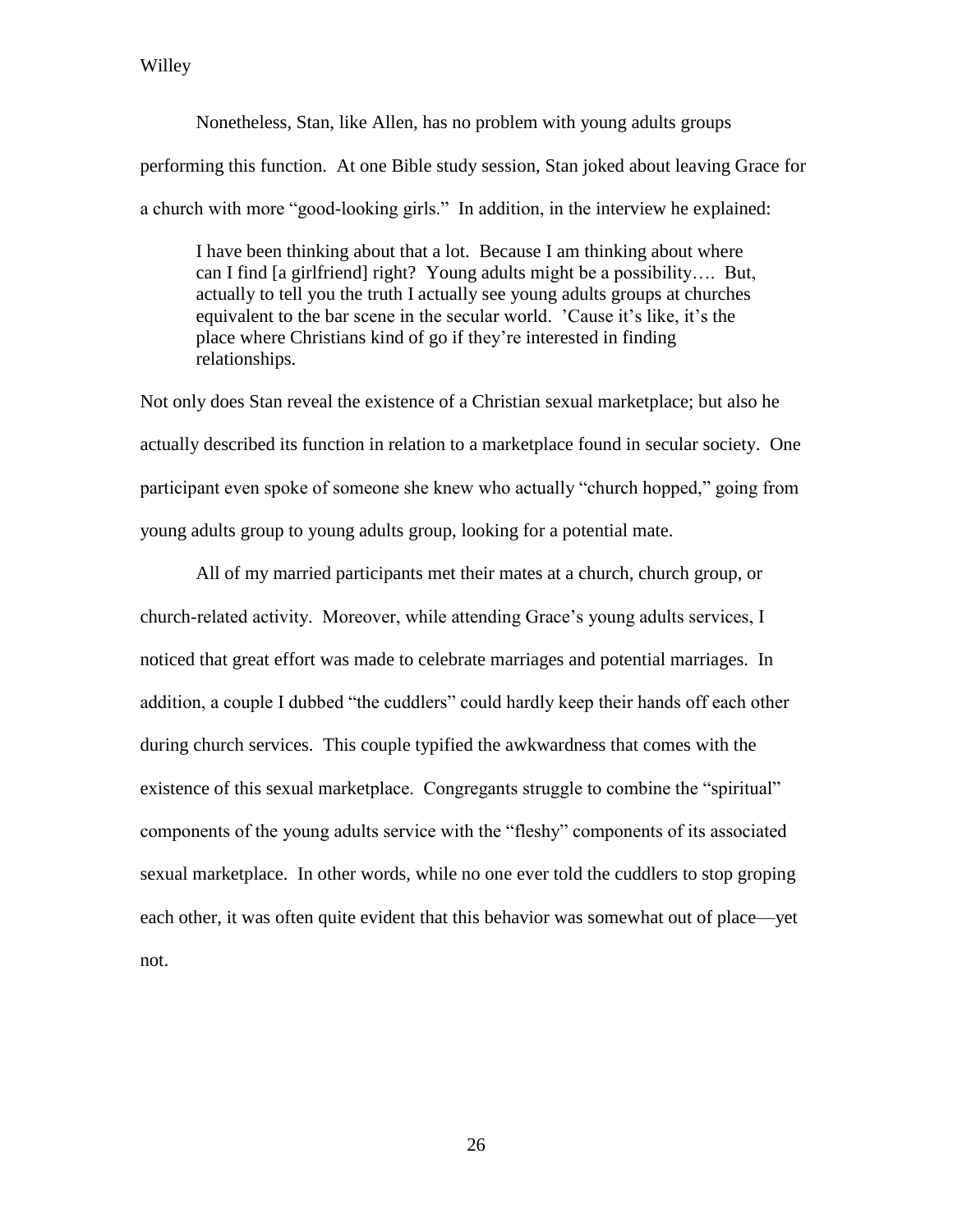Nonetheless, Stan, like Allen, has no problem with young adults groups performing this function. At one Bible study session, Stan joked about leaving Grace for a church with more "good-looking girls." In addition, in the interview he explained:

> I have been thinking about that a lot. Because I am thinking about where can I find [a girlfriend] right? Young adults might be a possibility…. But, actually to tell you the truth I actually see young adults groups at churches equivalent to the bar scene in the secular world. 'Cause it's like, it's the place where Christians kind of go if they're interested in finding relationships.

Not only does Stan reveal the existence of a Christian sexual marketplace; but also he actually described its function in relation to a marketplace found in secular society. One participant even spoke of someone she knew who actually "church hopped," going from young adults group to young adults group, looking for a potential mate.

All of my married participants met their mates at a church, church group, or church-related activity. Moreover, while attending Grace's young adults services, I noticed that great effort was made to celebrate marriages and potential marriages. In addition, a couple I dubbed "the cuddlers" could hardly keep their hands off each other during church services. This couple typified the awkwardness that comes with the existence of this sexual marketplace. Congregants struggle to combine the "spiritual" components of the young adults service with the "fleshy" components of its associated sexual marketplace. In other words, while no one ever told the cuddlers to stop groping each other, it was often quite evident that this behavior was somewhat out of place—yet not.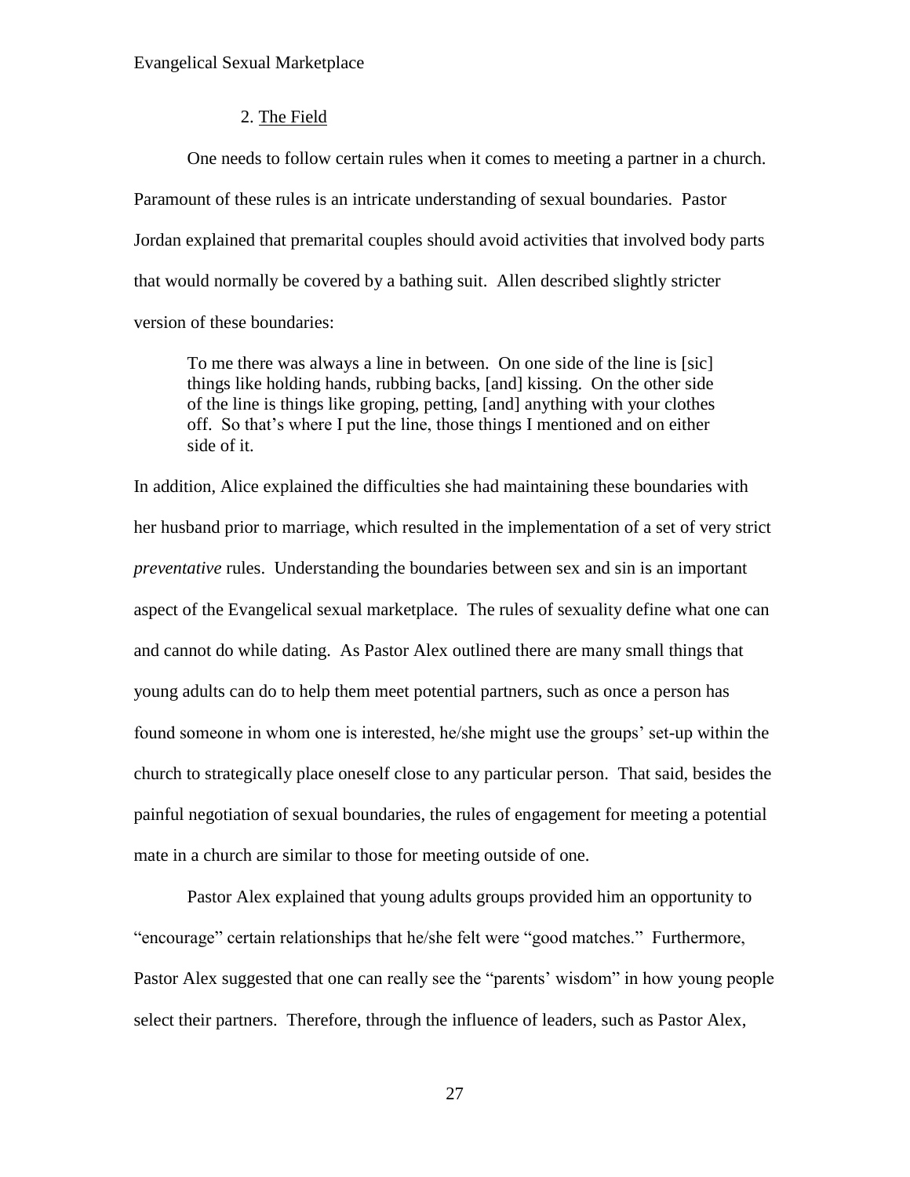## 2. The Field

One needs to follow certain rules when it comes to meeting a partner in a church. Paramount of these rules is an intricate understanding of sexual boundaries. Pastor Jordan explained that premarital couples should avoid activities that involved body parts that would normally be covered by a bathing suit. Allen described slightly stricter version of these boundaries:

> To me there was always a line in between. On one side of the line is [sic] things like holding hands, rubbing backs, [and] kissing. On the other side of the line is things like groping, petting, [and] anything with your clothes off. So that's where I put the line, those things I mentioned and on either side of it.

In addition, Alice explained the difficulties she had maintaining these boundaries with her husband prior to marriage, which resulted in the implementation of a set of very strict *preventative* rules. Understanding the boundaries between sex and sin is an important aspect of the Evangelical sexual marketplace. The rules of sexuality define what one can and cannot do while dating. As Pastor Alex outlined there are many small things that young adults can do to help them meet potential partners, such as once a person has found someone in whom one is interested, he/she might use the groups' set-up within the church to strategically place oneself close to any particular person. That said, besides the painful negotiation of sexual boundaries, the rules of engagement for meeting a potential mate in a church are similar to those for meeting outside of one.

Pastor Alex explained that young adults groups provided him an opportunity to "encourage" certain relationships that he/she felt were "good matches." Furthermore, Pastor Alex suggested that one can really see the "parents' wisdom" in how young people select their partners. Therefore, through the influence of leaders, such as Pastor Alex,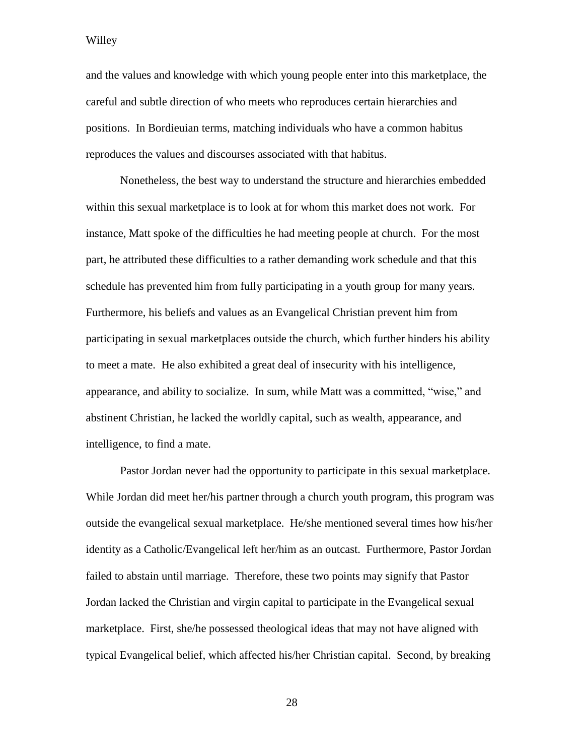and the values and knowledge with which young people enter into this marketplace, the careful and subtle direction of who meets who reproduces certain hierarchies and positions. In Bordieuian terms, matching individuals who have a common habitus reproduces the values and discourses associated with that habitus.

Nonetheless, the best way to understand the structure and hierarchies embedded within this sexual marketplace is to look at for whom this market does not work. For instance, Matt spoke of the difficulties he had meeting people at church. For the most part, he attributed these difficulties to a rather demanding work schedule and that this schedule has prevented him from fully participating in a youth group for many years. Furthermore, his beliefs and values as an Evangelical Christian prevent him from participating in sexual marketplaces outside the church, which further hinders his ability to meet a mate. He also exhibited a great deal of insecurity with his intelligence, appearance, and ability to socialize. In sum, while Matt was a committed, "wise," and abstinent Christian, he lacked the worldly capital, such as wealth, appearance, and intelligence, to find a mate.

Pastor Jordan never had the opportunity to participate in this sexual marketplace. While Jordan did meet her/his partner through a church youth program, this program was outside the evangelical sexual marketplace. He/she mentioned several times how his/her identity as a Catholic/Evangelical left her/him as an outcast. Furthermore, Pastor Jordan failed to abstain until marriage. Therefore, these two points may signify that Pastor Jordan lacked the Christian and virgin capital to participate in the Evangelical sexual marketplace. First, she/he possessed theological ideas that may not have aligned with typical Evangelical belief, which affected his/her Christian capital. Second, by breaking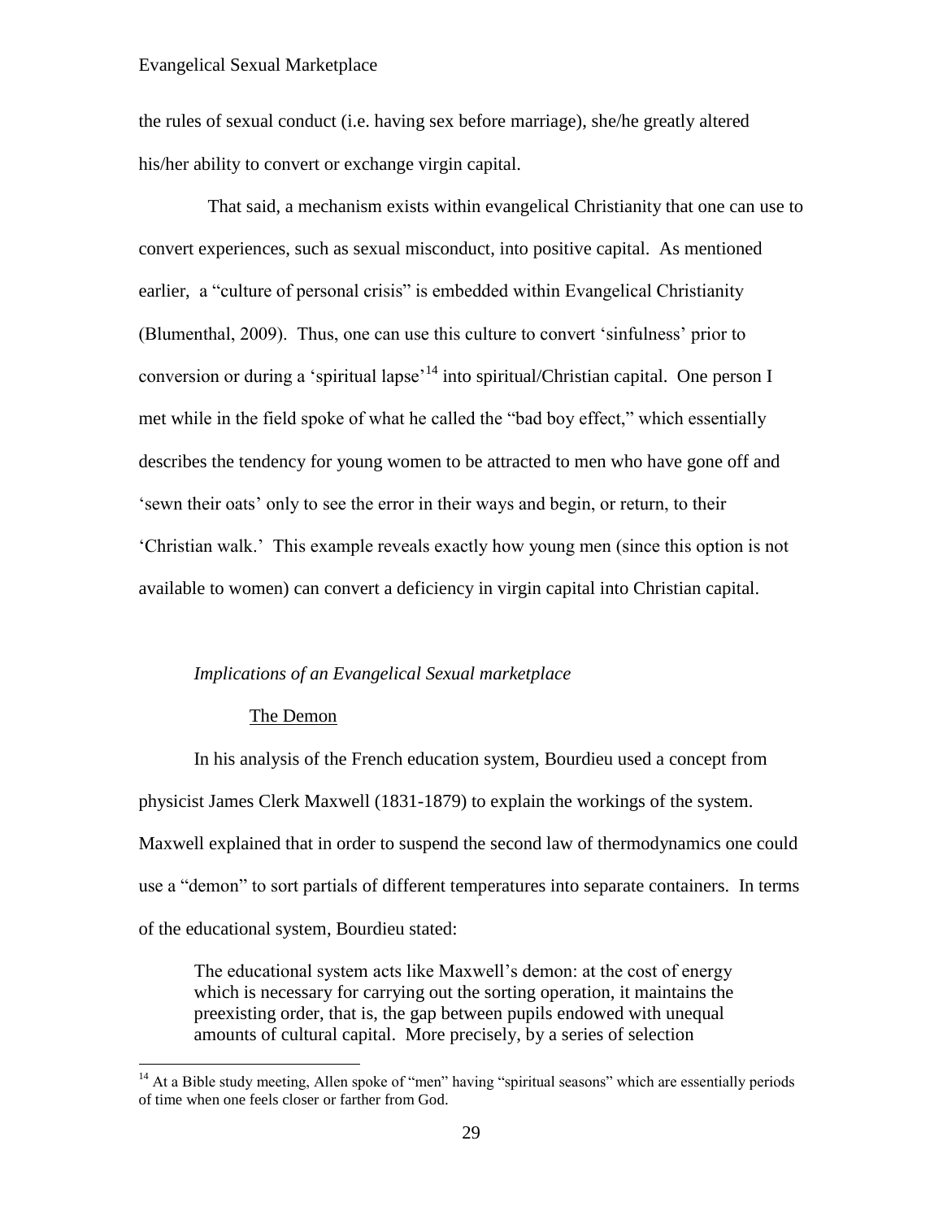the rules of sexual conduct (i.e. having sex before marriage), she/he greatly altered his/her ability to convert or exchange virgin capital.

That said, a mechanism exists within evangelical Christianity that one can use to convert experiences, such as sexual misconduct, into positive capital. As mentioned earlier, a "culture of personal crisis" is embedded within Evangelical Christianity (Blumenthal, 2009). Thus, one can use this culture to convert 'sinfulness' prior to conversion or during a 'spiritual lapse'[14] into spiritual/Christian capital. One person I met while in the field spoke of what he called the "bad boy effect," which essentially describes the tendency for young women to be attracted to men who have gone off and 'sewn their oats' only to see the error in their ways and begin, or return, to their 'Christian walk.' This example reveals exactly how young men (since this option is not available to women) can convert a deficiency in virgin capital into Christian capital.

### *Implications of an Evangelical Sexual marketplace*

#### The Demon

In his analysis of the French education system, Bourdieu used a concept from physicist James Clerk Maxwell (1831-1879) to explain the workings of the system. Maxwell explained that in order to suspend the second law of thermodynamics one could use a "demon" to sort partials of different temperatures into separate containers. In terms of the educational system, Bourdieu stated:

> The educational system acts like Maxwell's demon: at the cost of energy which is necessary for carrying out the sorting operation, it maintains the preexisting order, that is, the gap between pupils endowed with unequal amounts of cultural capital. More precisely, by a series of selection

[14] At a Bible study meeting, Allen spoke of "men" having "spiritual seasons" which are essentially periods of time when one feels closer or farther from God.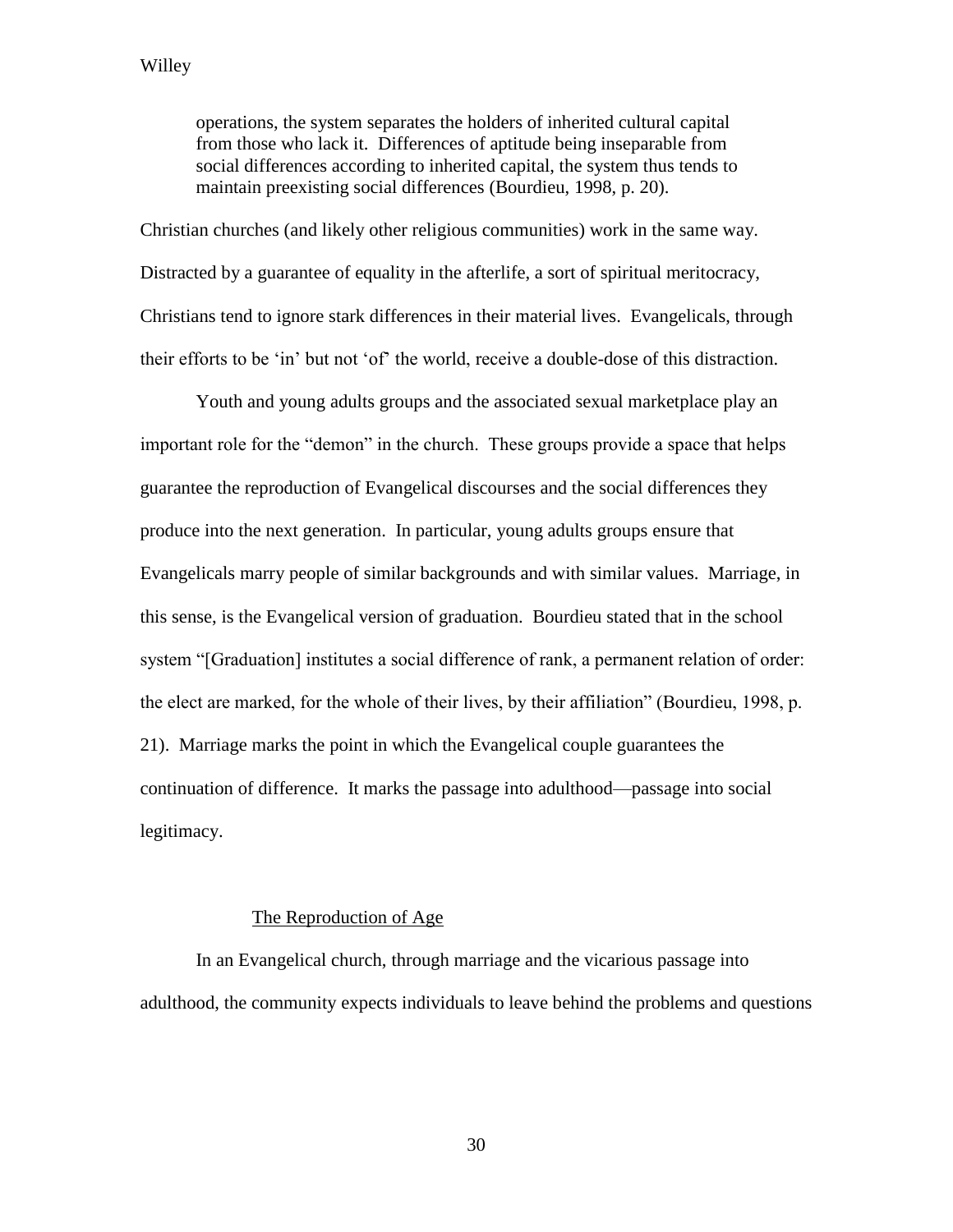> operations, the system separates the holders of inherited cultural capital from those who lack it. Differences of aptitude being inseparable from social differences according to inherited capital, the system thus tends to maintain preexisting social differences (Bourdieu, 1998, p. 20).

Christian churches (and likely other religious communities) work in the same way. Distracted by a guarantee of equality in the afterlife, a sort of spiritual meritocracy, Christians tend to ignore stark differences in their material lives. Evangelicals, through their efforts to be 'in' but not 'of' the world, receive a double-dose of this distraction.

Youth and young adults groups and the associated sexual marketplace play an important role for the "demon" in the church. These groups provide a space that helps guarantee the reproduction of Evangelical discourses and the social differences they produce into the next generation. In particular, young adults groups ensure that Evangelicals marry people of similar backgrounds and with similar values. Marriage, in this sense, is the Evangelical version of graduation. Bourdieu stated that in the school system "[Graduation] institutes a social difference of rank, a permanent relation of order: the elect are marked, for the whole of their lives, by their affiliation" (Bourdieu, 1998, p. 21). Marriage marks the point in which the Evangelical couple guarantees the continuation of difference. It marks the passage into adulthood—passage into social legitimacy.

## The Reproduction of Age

In an Evangelical church, through marriage and the vicarious passage into adulthood, the community expects individuals to leave behind the problems and questions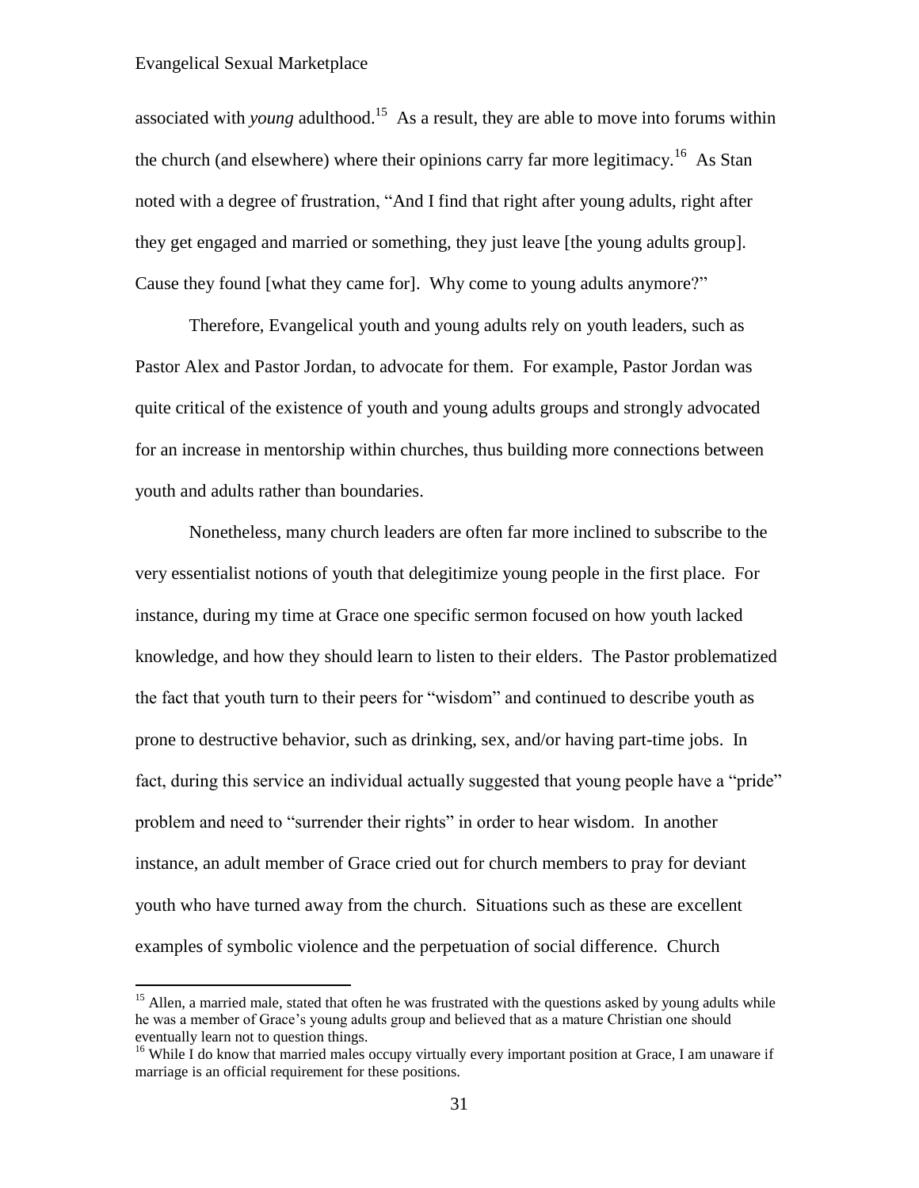associated with *young* adulthood.[15] As a result, they are able to move into forums within the church (and elsewhere) where their opinions carry far more legitimacy.[16] As Stan noted with a degree of frustration, "And I find that right after young adults, right after they get engaged and married or something, they just leave [the young adults group]. Cause they found [what they came for]. Why come to young adults anymore?"

Therefore, Evangelical youth and young adults rely on youth leaders, such as Pastor Alex and Pastor Jordan, to advocate for them. For example, Pastor Jordan was quite critical of the existence of youth and young adults groups and strongly advocated for an increase in mentorship within churches, thus building more connections between youth and adults rather than boundaries.

Nonetheless, many church leaders are often far more inclined to subscribe to the very essentialist notions of youth that delegitimize young people in the first place. For instance, during my time at Grace one specific sermon focused on how youth lacked knowledge, and how they should learn to listen to their elders. The Pastor problematized the fact that youth turn to their peers for "wisdom" and continued to describe youth as prone to destructive behavior, such as drinking, sex, and/or having part-time jobs. In fact, during this service an individual actually suggested that young people have a "pride" problem and need to "surrender their rights" in order to hear wisdom. In another instance, an adult member of Grace cried out for church members to pray for deviant youth who have turned away from the church. Situations such as these are excellent examples of symbolic violence and the perpetuation of social difference. Church

---

[15] Allen, a married male, stated that often he was frustrated with the questions asked by young adults while he was a member of Grace's young adults group and believed that as a mature Christian one should eventually learn not to question things.

[16] While I do know that married males occupy virtually every important position at Grace, I am unaware if marriage is an official requirement for these positions.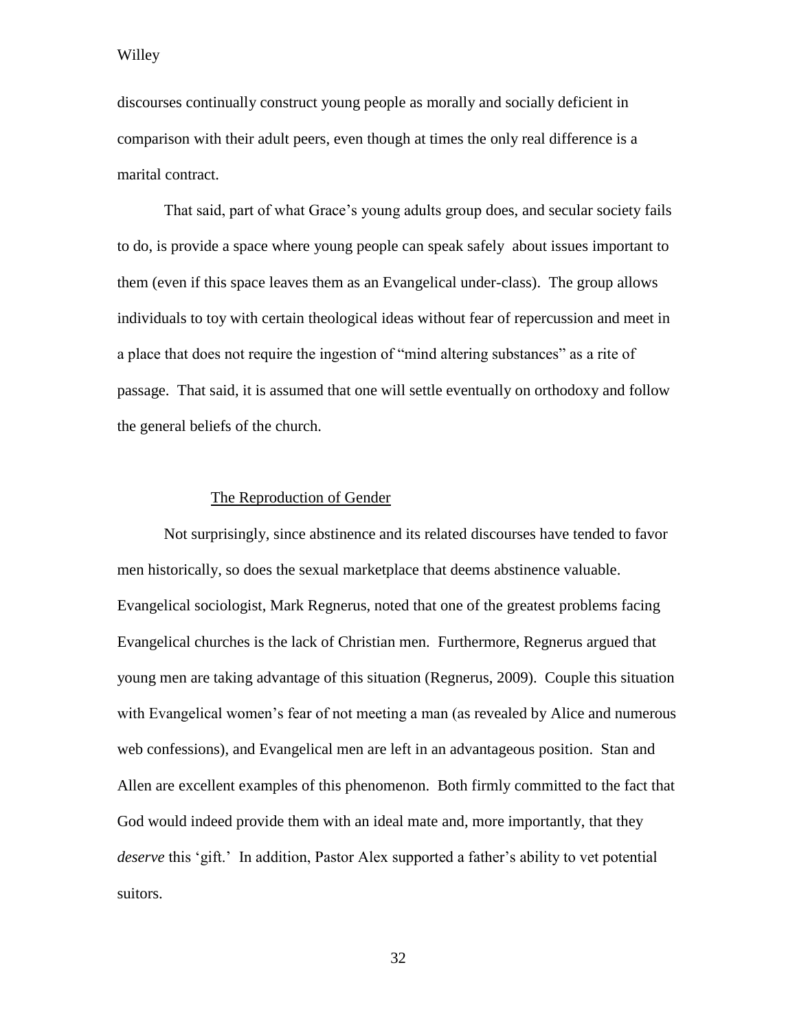discourses continually construct young people as morally and socially deficient in comparison with their adult peers, even though at times the only real difference is a marital contract.

That said, part of what Grace's young adults group does, and secular society fails to do, is provide a space where young people can speak safely about issues important to them (even if this space leaves them as an Evangelical under-class). The group allows individuals to toy with certain theological ideas without fear of repercussion and meet in a place that does not require the ingestion of "mind altering substances" as a rite of passage. That said, it is assumed that one will settle eventually on orthodoxy and follow the general beliefs of the church.

## The Reproduction of Gender

Not surprisingly, since abstinence and its related discourses have tended to favor men historically, so does the sexual marketplace that deems abstinence valuable. Evangelical sociologist, Mark Regnerus, noted that one of the greatest problems facing Evangelical churches is the lack of Christian men. Furthermore, Regnerus argued that young men are taking advantage of this situation (Regnerus, 2009). Couple this situation with Evangelical women's fear of not meeting a man (as revealed by Alice and numerous web confessions), and Evangelical men are left in an advantageous position. Stan and Allen are excellent examples of this phenomenon. Both firmly committed to the fact that God would indeed provide them with an ideal mate and, more importantly, that they *deserve* this 'gift.' In addition, Pastor Alex supported a father's ability to vet potential suitors.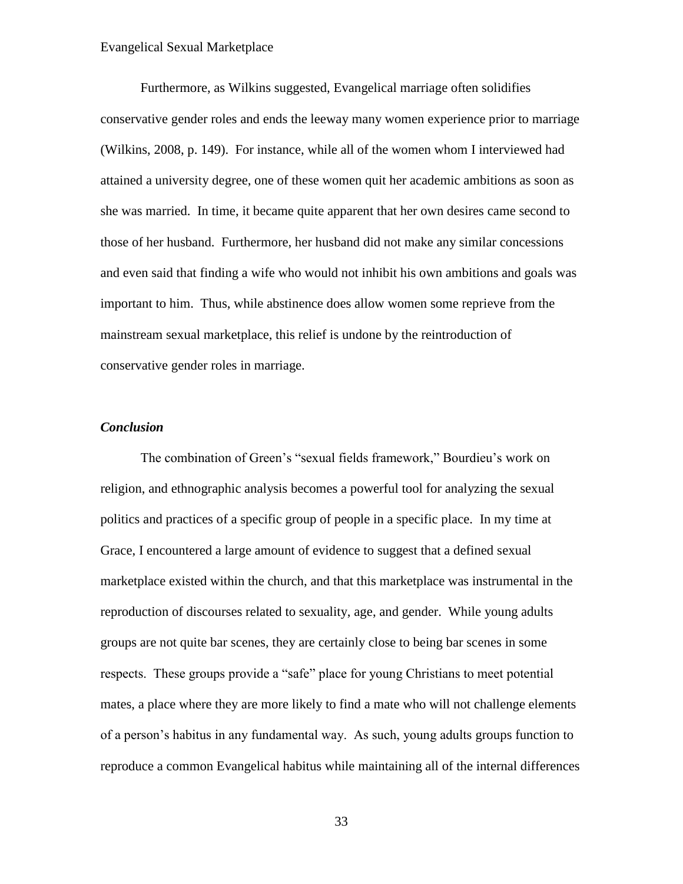Furthermore, as Wilkins suggested, Evangelical marriage often solidifies conservative gender roles and ends the leeway many women experience prior to marriage (Wilkins, 2008, p. 149). For instance, while all of the women whom I interviewed had attained a university degree, one of these women quit her academic ambitions as soon as she was married. In time, it became quite apparent that her own desires came second to those of her husband. Furthermore, her husband did not make any similar concessions and even said that finding a wife who would not inhibit his own ambitions and goals was important to him. Thus, while abstinence does allow women some reprieve from the mainstream sexual marketplace, this relief is undone by the reintroduction of conservative gender roles in marriage.

### *Conclusion*

The combination of Green's "sexual fields framework," Bourdieu's work on religion, and ethnographic analysis becomes a powerful tool for analyzing the sexual politics and practices of a specific group of people in a specific place. In my time at Grace, I encountered a large amount of evidence to suggest that a defined sexual marketplace existed within the church, and that this marketplace was instrumental in the reproduction of discourses related to sexuality, age, and gender. While young adults groups are not quite bar scenes, they are certainly close to being bar scenes in some respects. These groups provide a "safe" place for young Christians to meet potential mates, a place where they are more likely to find a mate who will not challenge elements of a person's habitus in any fundamental way. As such, young adults groups function to reproduce a common Evangelical habitus while maintaining all of the internal differences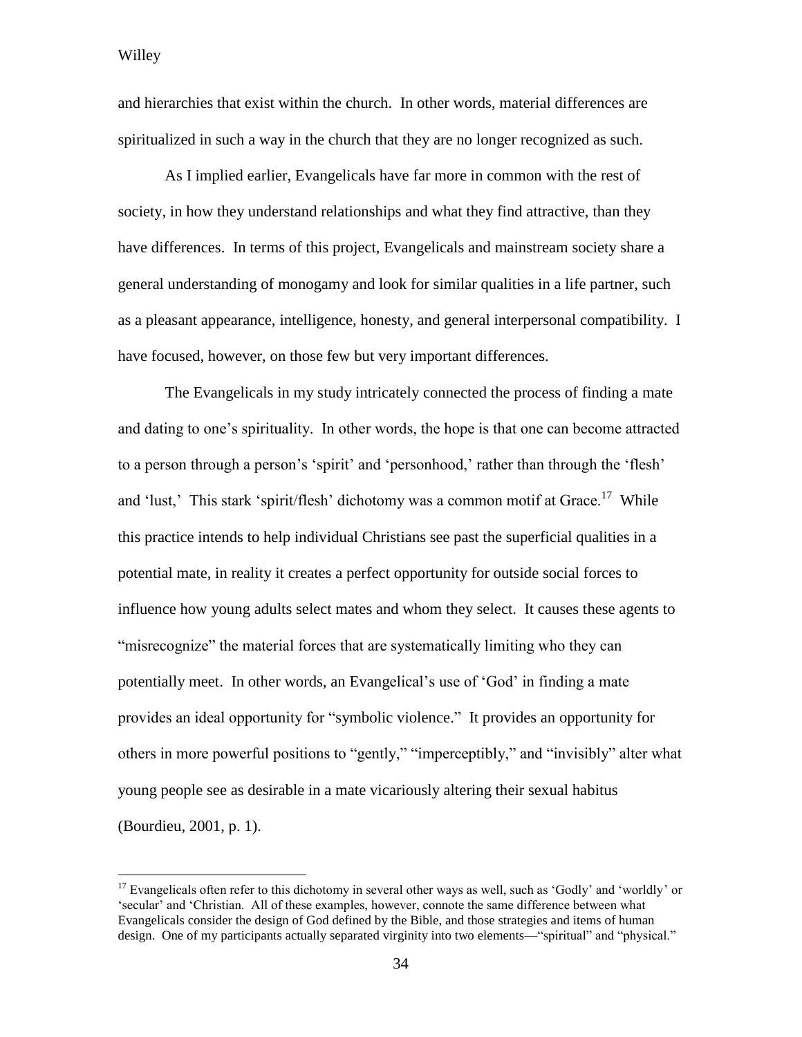and hierarchies that exist within the church. In other words, material differences are spiritualized in such a way in the church that they are no longer recognized as such.

As I implied earlier, Evangelicals have far more in common with the rest of society, in how they understand relationships and what they find attractive, than they have differences. In terms of this project, Evangelicals and mainstream society share a general understanding of monogamy and look for similar qualities in a life partner, such as a pleasant appearance, intelligence, honesty, and general interpersonal compatibility. I have focused, however, on those few but very important differences.

The Evangelicals in my study intricately connected the process of finding a mate and dating to one's spirituality. In other words, the hope is that one can become attracted to a person through a person's 'spirit' and 'personhood,' rather than through the 'flesh' and 'lust,' This stark 'spirit/flesh' dichotomy was a common motif at Grace.[17] While this practice intends to help individual Christians see past the superficial qualities in a potential mate, in reality it creates a perfect opportunity for outside social forces to influence how young adults select mates and whom they select. It causes these agents to "misrecognize" the material forces that are systematically limiting who they can potentially meet. In other words, an Evangelical's use of 'God' in finding a mate provides an ideal opportunity for "symbolic violence." It provides an opportunity for others in more powerful positions to "gently," "imperceptibly," and "invisibly" alter what young people see as desirable in a mate vicariously altering their sexual habitus (Bourdieu, 2001, p. 1).

[17] Evangelicals often refer to this dichotomy in several other ways as well, such as 'Godly' and 'worldly' or 'secular' and 'Christian. All of these examples, however, connote the same difference between what Evangelicals consider the design of God defined by the Bible, and those strategies and items of human design. One of my participants actually separated virginity into two elements—"spiritual" and "physical."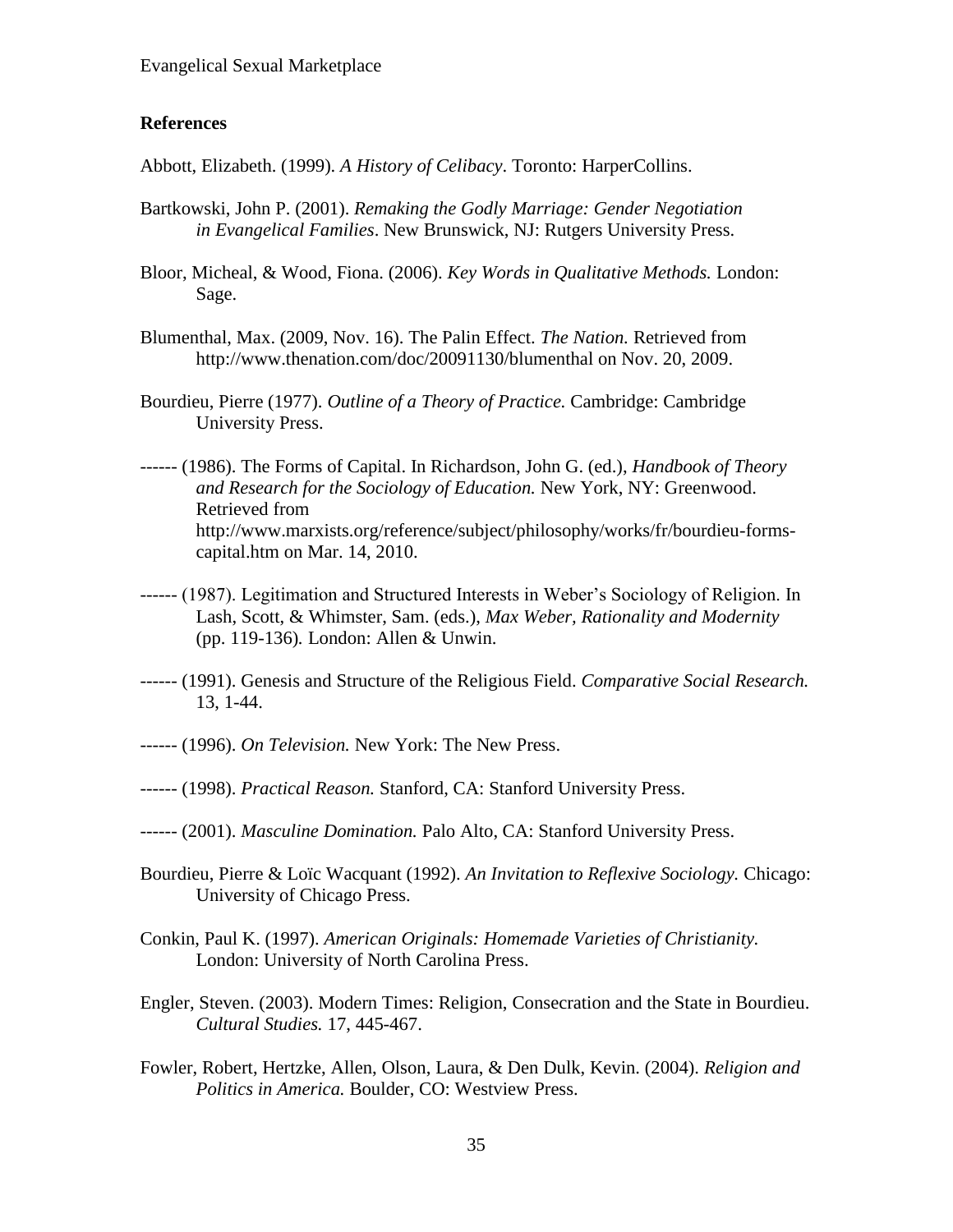## References

Abbott, Elizabeth. (1999). *A History of Celibacy*. Toronto: HarperCollins.

Bartkowski, John P. (2001). *Remaking the Godly Marriage: Gender Negotiation in Evangelical Families*. New Brunswick, NJ: Rutgers University Press.

Bloor, Micheal, & Wood, Fiona. (2006). *Key Words in Qualitative Methods.* London: Sage.

Blumenthal, Max. (2009, Nov. 16). The Palin Effect. *The Nation.* Retrieved from http://www.thenation.com/doc/20091130/blumenthal on Nov. 20, 2009.

Bourdieu, Pierre (1977). *Outline of a Theory of Practice.* Cambridge: Cambridge University Press.

------ (1986). The Forms of Capital. In Richardson, John G. (ed.), *Handbook of Theory and Research for the Sociology of Education.* New York, NY: Greenwood. Retrieved from http://www.marxists.org/reference/subject/philosophy/works/fr/bourdieu-forms-capital.htm on Mar. 14, 2010.

------ (1987). Legitimation and Structured Interests in Weber's Sociology of Religion. In Lash, Scott, & Whimster, Sam. (eds.), *Max Weber, Rationality and Modernity* (pp. 119-136)*.* London: Allen & Unwin.

------ (1991). Genesis and Structure of the Religious Field. *Comparative Social Research.* 13, 1-44.

------ (1996). *On Television.* New York: The New Press.

------ (1998). *Practical Reason.* Stanford, CA: Stanford University Press.

------ (2001). *Masculine Domination.* Palo Alto, CA: Stanford University Press.

Bourdieu, Pierre & Loïc Wacquant (1992). *An Invitation to Reflexive Sociology.* Chicago: University of Chicago Press.

Conkin, Paul K. (1997). *American Originals: Homemade Varieties of Christianity.* London: University of North Carolina Press.

Engler, Steven. (2003). Modern Times: Religion, Consecration and the State in Bourdieu. *Cultural Studies.* 17, 445-467.

Fowler, Robert, Hertzke, Allen, Olson, Laura, & Den Dulk, Kevin. (2004). *Religion and Politics in America.* Boulder, CO: Westview Press.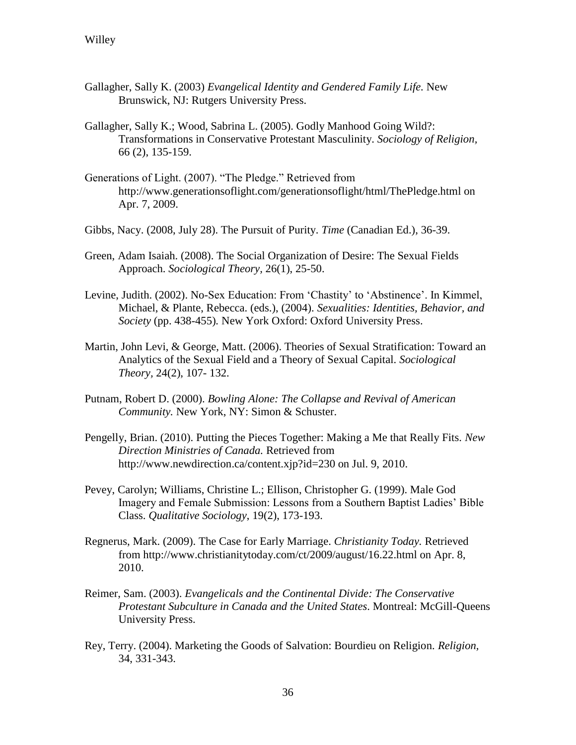Gallagher, Sally K. (2003) *Evangelical Identity and Gendered Family Life.* New Brunswick, NJ: Rutgers University Press.

Gallagher, Sally K.; Wood, Sabrina L. (2005). Godly Manhood Going Wild?: Transformations in Conservative Protestant Masculinity. *Sociology of Religion*, 66 (2), 135-159.

Generations of Light. (2007). “The Pledge.” Retrieved from http://www.generationsoflight.com/generationsoflight/html/ThePledge.html on Apr. 7, 2009.

Gibbs, Nacy. (2008, July 28). The Pursuit of Purity. *Time* (Canadian Ed.), 36-39.

Green, Adam Isaiah. (2008). The Social Organization of Desire: The Sexual Fields Approach. *Sociological Theory,* 26(1), 25-50.

Levine, Judith. (2002). No-Sex Education: From ‘Chastity’ to ‘Abstinence’. In Kimmel, Michael, & Plante, Rebecca. (eds.), (2004). *Sexualities: Identities, Behavior, and Society* (pp. 438-455)*.* New York Oxford: Oxford University Press.

Martin, John Levi, & George, Matt. (2006). Theories of Sexual Stratification: Toward an Analytics of the Sexual Field and a Theory of Sexual Capital. *Sociological Theory*, 24(2), 107- 132.

Putnam, Robert D. (2000). *Bowling Alone: The Collapse and Revival of American Community.* New York, NY: Simon & Schuster.

Pengelly, Brian. (2010). Putting the Pieces Together: Making a Me that Really Fits. *New Direction Ministries of Canada.* Retrieved from http://www.newdirection.ca/content.xjp?id=230 on Jul. 9, 2010.

Pevey, Carolyn; Williams, Christine L.; Ellison, Christopher G. (1999). Male God Imagery and Female Submission: Lessons from a Southern Baptist Ladies’ Bible Class. *Qualitative Sociology*, 19(2), 173-193.

Regnerus, Mark. (2009). The Case for Early Marriage. *Christianity Today.* Retrieved from http://www.christianitytoday.com/ct/2009/august/16.22.html on Apr. 8, 2010.

Reimer, Sam. (2003). *Evangelicals and the Continental Divide: The Conservative Protestant Subculture in Canada and the United States*. Montreal: McGill-Queens University Press.

Rey, Terry. (2004). Marketing the Goods of Salvation: Bourdieu on Religion. *Religion,* 34, 331-343.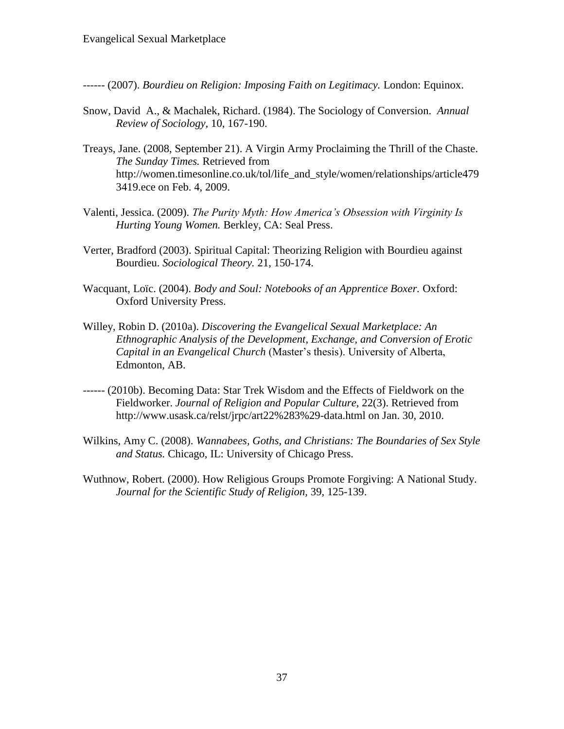------ (2007). *Bourdieu on Religion: Imposing Faith on Legitimacy.* London: Equinox.

Snow, David A., & Machalek, Richard. (1984). The Sociology of Conversion. *Annual Review of Sociology*, 10, 167-190.

Treays, Jane. (2008, September 21). A Virgin Army Proclaiming the Thrill of the Chaste. *The Sunday Times.* Retrieved from http://women.timesonline.co.uk/tol/life_and_style/women/relationships/article4793419.ece on Feb. 4, 2009.

Valenti, Jessica. (2009). *The Purity Myth: How America's Obsession with Virginity Is Hurting Young Women.* Berkley, CA: Seal Press.

Verter, Bradford (2003). Spiritual Capital: Theorizing Religion with Bourdieu against Bourdieu. *Sociological Theory.* 21, 150-174.

Wacquant, Loïc. (2004). *Body and Soul: Notebooks of an Apprentice Boxer.* Oxford: Oxford University Press.

Willey, Robin D. (2010a). *Discovering the Evangelical Sexual Marketplace: An Ethnographic Analysis of the Development, Exchange, and Conversion of Erotic Capital in an Evangelical Church* (Master's thesis). University of Alberta, Edmonton, AB.

------ (2010b). Becoming Data: Star Trek Wisdom and the Effects of Fieldwork on the Fieldworker. *Journal of Religion and Popular Culture*, 22(3). Retrieved from http://www.usask.ca/relst/jrpc/art22%283%29-data.html on Jan. 30, 2010.

Wilkins, Amy C. (2008). *Wannabees, Goths, and Christians: The Boundaries of Sex Style and Status.* Chicago, IL: University of Chicago Press.

Wuthnow, Robert. (2000). How Religious Groups Promote Forgiving: A National Study. *Journal for the Scientific Study of Religion*, 39, 125-139.